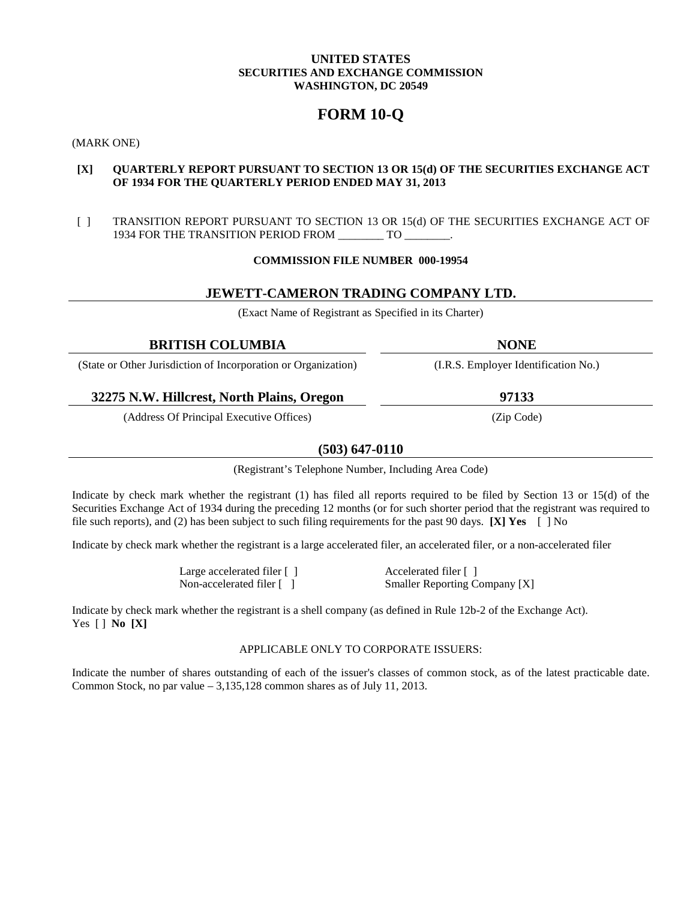**UNITED STATES**
**SECURITIES AND EXCHANGE COMMISSION**
**WASHINGTON, DC 20549**

# FORM 10-Q

(MARK ONE)

**[X] QUARTERLY REPORT PURSUANT TO SECTION 13 OR 15(d) OF THE SECURITIES EXCHANGE ACT OF 1934 FOR THE QUARTERLY PERIOD ENDED MAY 31, 2013**

[ ] TRANSITION REPORT PURSUANT TO SECTION 13 OR 15(d) OF THE SECURITIES EXCHANGE ACT OF 1934 FOR THE TRANSITION PERIOD FROM ________ TO ________.

**COMMISSION FILE NUMBER 000-19954**

## JEWETT-CAMERON TRADING COMPANY LTD.

(Exact Name of Registrant as Specified in its Charter)

| **BRITISH COLUMBIA** | **NONE** |
|---|---|
| (State or Other Jurisdiction of Incorporation or Organization) | (I.R.S. Employer Identification No.) |
| **32275 N.W. Hillcrest, North Plains, Oregon** | **97133** |
| (Address Of Principal Executive Offices) | (Zip Code) |

**(503) 647-0110**

(Registrant's Telephone Number, Including Area Code)

Indicate by check mark whether the registrant (1) has filed all reports required to be filed by Section 13 or 15(d) of the Securities Exchange Act of 1934 during the preceding 12 months (or for such shorter period that the registrant was required to file such reports), and (2) has been subject to such filing requirements for the past 90 days. **[X] Yes** [ ] No

Indicate by check mark whether the registrant is a large accelerated filer, an accelerated filer, or a non-accelerated filer

| Large accelerated filer [ ] | Accelerated filer [ ] |
|---|---|
| Non-accelerated filer [ ] | Smaller Reporting Company [X] |

Indicate by check mark whether the registrant is a shell company (as defined in Rule 12b-2 of the Exchange Act).
Yes [ ] **No [X]**

APPLICABLE ONLY TO CORPORATE ISSUERS:

Indicate the number of shares outstanding of each of the issuer's classes of common stock, as of the latest practicable date. Common Stock, no par value – 3,135,128 common shares as of July 11, 2013.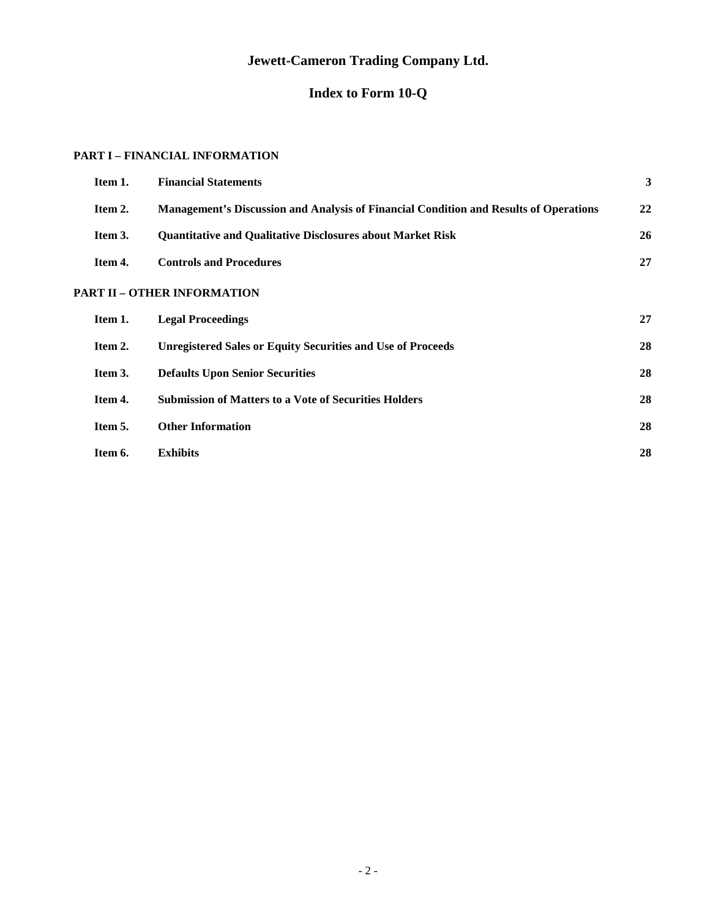# Jewett-Cameron Trading Company Ltd.

## Index to Form 10-Q

**PART I – FINANCIAL INFORMATION**

| | | |
|---|---|---|
| **Item 1.** | **Financial Statements** | **3** |
| **Item 2.** | **Management's Discussion and Analysis of Financial Condition and Results of Operations** | **22** |
| **Item 3.** | **Quantitative and Qualitative Disclosures about Market Risk** | **26** |
| **Item 4.** | **Controls and Procedures** | **27** |

**PART II – OTHER INFORMATION**

| | | |
|---|---|---|
| **Item 1.** | **Legal Proceedings** | **27** |
| **Item 2.** | **Unregistered Sales or Equity Securities and Use of Proceeds** | **28** |
| **Item 3.** | **Defaults Upon Senior Securities** | **28** |
| **Item 4.** | **Submission of Matters to a Vote of Securities Holders** | **28** |
| **Item 5.** | **Other Information** | **28** |
| **Item 6.** | **Exhibits** | **28** |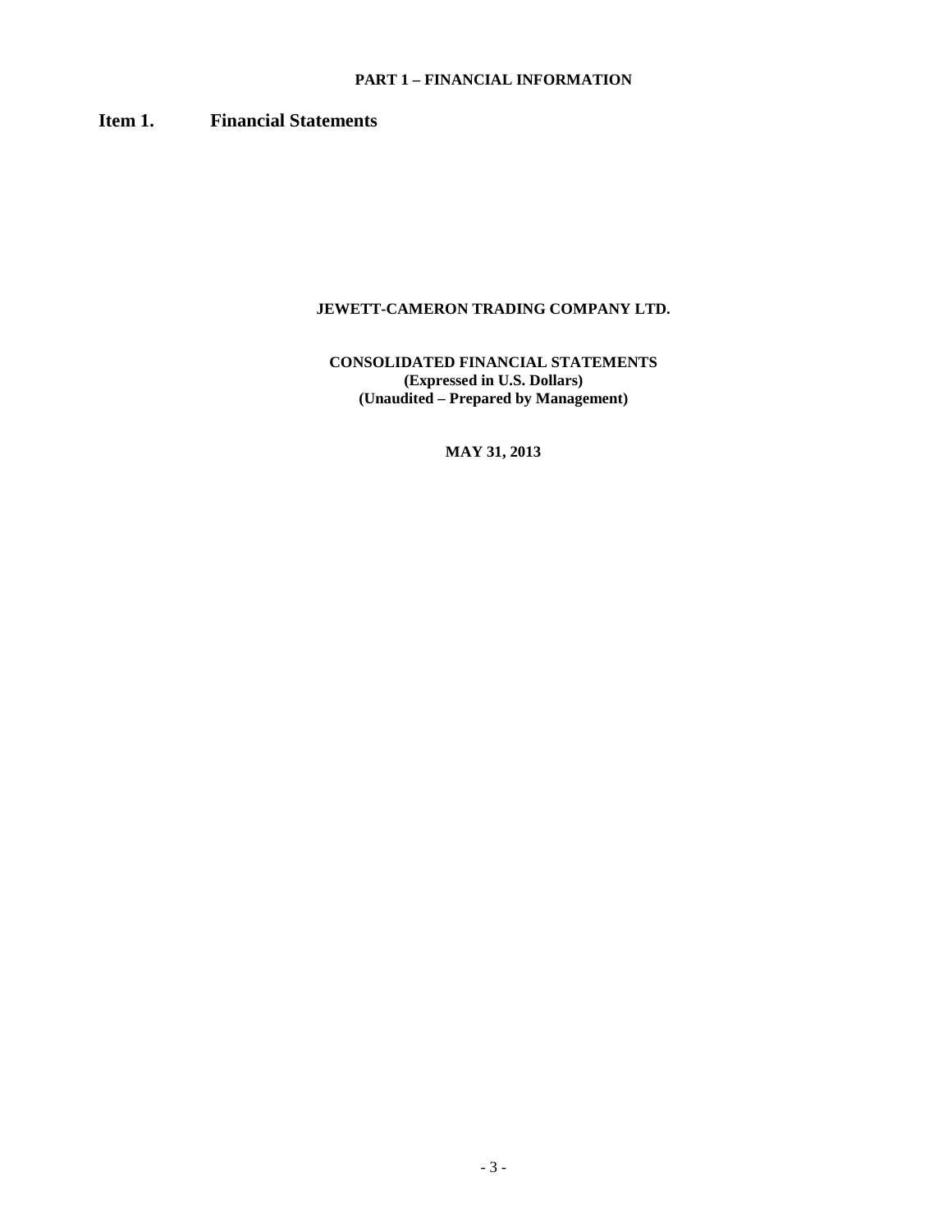**PART 1 – FINANCIAL INFORMATION**

## Item 1. Financial Statements

**JEWETT-CAMERON TRADING COMPANY LTD.**

**CONSOLIDATED FINANCIAL STATEMENTS**
**(Expressed in U.S. Dollars)**
**(Unaudited – Prepared by Management)**

**MAY 31, 2013**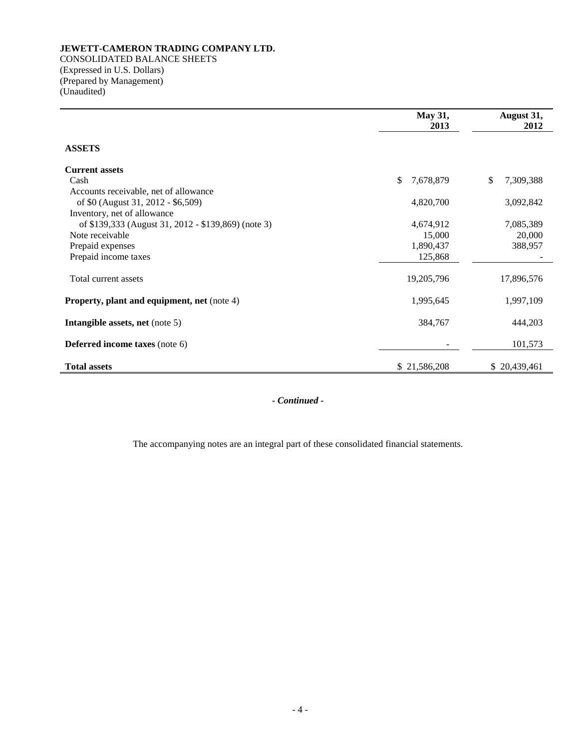**JEWETT-CAMERON TRADING COMPANY LTD.**
CONSOLIDATED BALANCE SHEETS
(Expressed in U.S. Dollars)
(Prepared by Management)
(Unaudited)

| | May 31, 2013 | August 31, 2012 |
|---|---|---|
| **ASSETS** | | |
| **Current assets** | | |
| Cash | $ 7,678,879 | $ 7,309,388 |
| Accounts receivable, net of allowance of $0 (August 31, 2012 - $6,509) | 4,820,700 | 3,092,842 |
| Inventory, net of allowance of $139,333 (August 31, 2012 - $139,869) (note 3) | 4,674,912 | 7,085,389 |
| Note receivable | 15,000 | 20,000 |
| Prepaid expenses | 1,890,437 | 388,957 |
| Prepaid income taxes | 125,868 | - |
| Total current assets | 19,205,796 | 17,896,576 |
| **Property, plant and equipment, net** (note 4) | 1,995,645 | 1,997,109 |
| **Intangible assets, net** (note 5) | 384,767 | 444,203 |
| **Deferred income taxes** (note 6) | - | 101,573 |
| **Total assets** | $ 21,586,208 | $ 20,439,461 |

*- Continued -*

The accompanying notes are an integral part of these consolidated financial statements.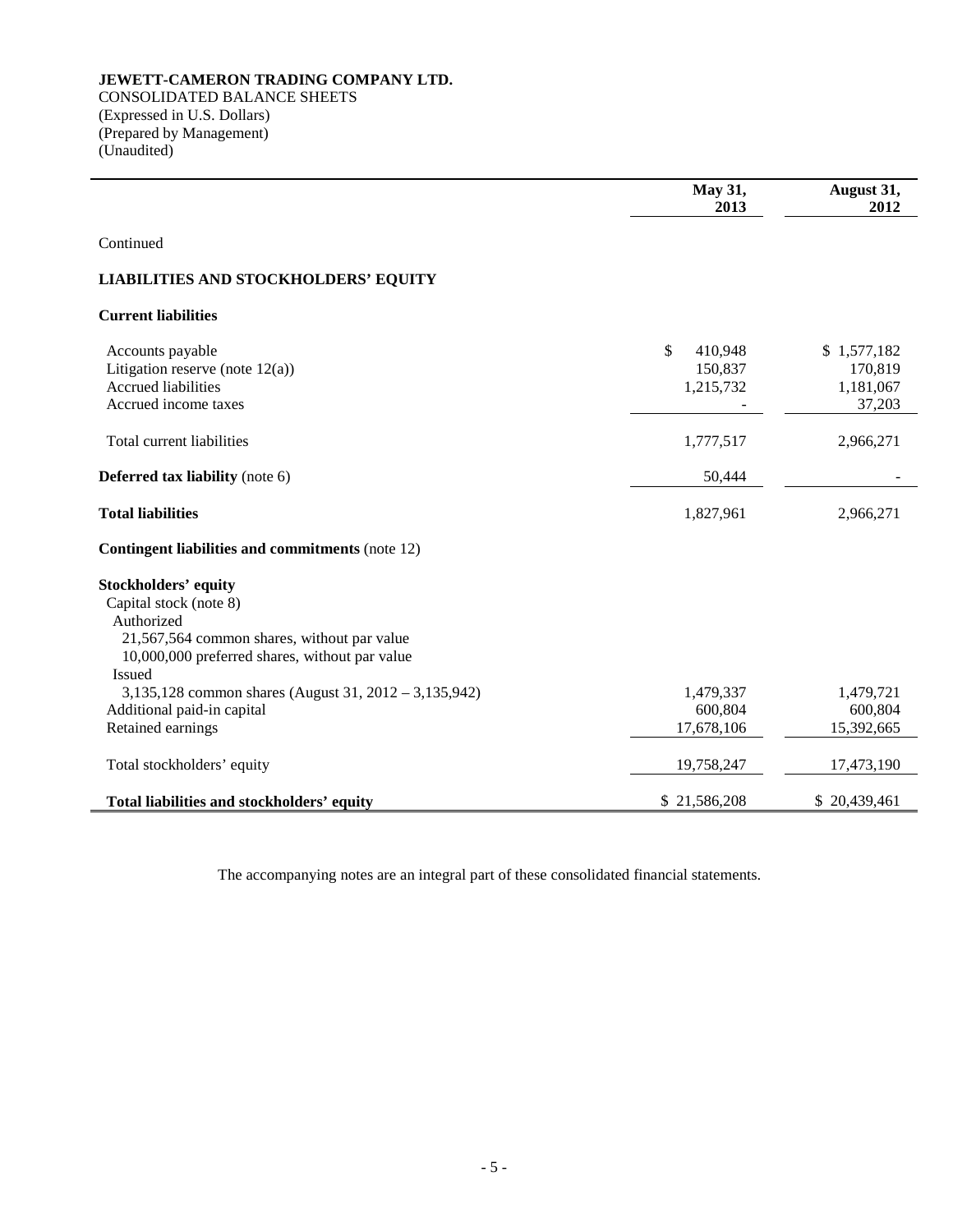**JEWETT-CAMERON TRADING COMPANY LTD.**
CONSOLIDATED BALANCE SHEETS
(Expressed in U.S. Dollars)
(Prepared by Management)
(Unaudited)

| | May 31, 2013 | August 31, 2012 |
|---|---|---|
| Continued | | |
| **LIABILITIES AND STOCKHOLDERS' EQUITY** | | |
| **Current liabilities** | | |
| Accounts payable | $ 410,948 | $ 1,577,182 |
| Litigation reserve (note 12(a)) | 150,837 | 170,819 |
| Accrued liabilities | 1,215,732 | 1,181,067 |
| Accrued income taxes | - | 37,203 |
| Total current liabilities | 1,777,517 | 2,966,271 |
| **Deferred tax liability** (note 6) | 50,444 | - |
| **Total liabilities** | 1,827,961 | 2,966,271 |
| **Contingent liabilities and commitments** (note 12) | | |
| **Stockholders' equity** | | |
| Capital stock (note 8) | | |
| Authorized | | |
| 21,567,564 common shares, without par value | | |
| 10,000,000 preferred shares, without par value | | |
| Issued | | |
| 3,135,128 common shares (August 31, 2012 – 3,135,942) | 1,479,337 | 1,479,721 |
| Additional paid-in capital | 600,804 | 600,804 |
| Retained earnings | 17,678,106 | 15,392,665 |
| Total stockholders' equity | 19,758,247 | 17,473,190 |
| **Total liabilities and stockholders' equity** | $ 21,586,208 | $ 20,439,461 |

The accompanying notes are an integral part of these consolidated financial statements.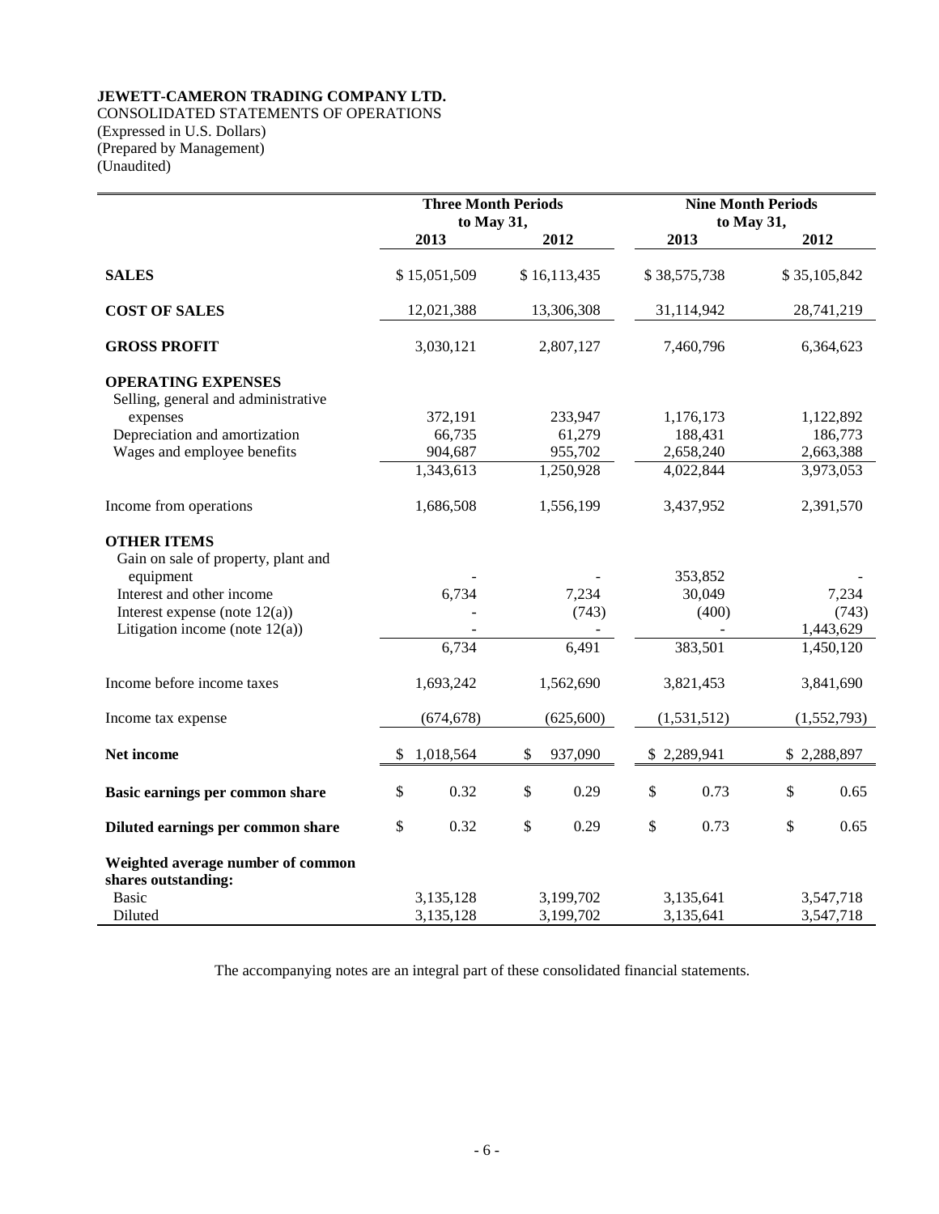**JEWETT-CAMERON TRADING COMPANY LTD.**
CONSOLIDATED STATEMENTS OF OPERATIONS
(Expressed in U.S. Dollars)
(Prepared by Management)
(Unaudited)

| | Three Month Periods to May 31, | | Nine Month Periods to May 31, | |
|---|---|---|---|---|
| | 2013 | 2012 | 2013 | 2012 |
| **SALES** | $ 15,051,509 | $ 16,113,435 | $ 38,575,738 | $ 35,105,842 |
| **COST OF SALES** | 12,021,388 | 13,306,308 | 31,114,942 | 28,741,219 |
| **GROSS PROFIT** | 3,030,121 | 2,807,127 | 7,460,796 | 6,364,623 |
| **OPERATING EXPENSES** | | | | |
| Selling, general and administrative expenses | 372,191 | 233,947 | 1,176,173 | 1,122,892 |
| Depreciation and amortization | 66,735 | 61,279 | 188,431 | 186,773 |
| Wages and employee benefits | 904,687 | 955,702 | 2,658,240 | 2,663,388 |
| | 1,343,613 | 1,250,928 | 4,022,844 | 3,973,053 |
| Income from operations | 1,686,508 | 1,556,199 | 3,437,952 | 2,391,570 |
| **OTHER ITEMS** | | | | |
| Gain on sale of property, plant and equipment | - | - | 353,852 | - |
| Interest and other income | 6,734 | 7,234 | 30,049 | 7,234 |
| Interest expense (note 12(a)) | - | (743) | (400) | (743) |
| Litigation income (note 12(a)) | - | - | - | 1,443,629 |
| | 6,734 | 6,491 | 383,501 | 1,450,120 |
| Income before income taxes | 1,693,242 | 1,562,690 | 3,821,453 | 3,841,690 |
| Income tax expense | (674,678) | (625,600) | (1,531,512) | (1,552,793) |
| **Net income** | $ 1,018,564 | $ 937,090 | $ 2,289,941 | $ 2,288,897 |
| **Basic earnings per common share** | $ 0.32 | $ 0.29 | $ 0.73 | $ 0.65 |
| **Diluted earnings per common share** | $ 0.32 | $ 0.29 | $ 0.73 | $ 0.65 |
| **Weighted average number of common shares outstanding:** | | | | |
| Basic | 3,135,128 | 3,199,702 | 3,135,641 | 3,547,718 |
| Diluted | 3,135,128 | 3,199,702 | 3,135,641 | 3,547,718 |

The accompanying notes are an integral part of these consolidated financial statements.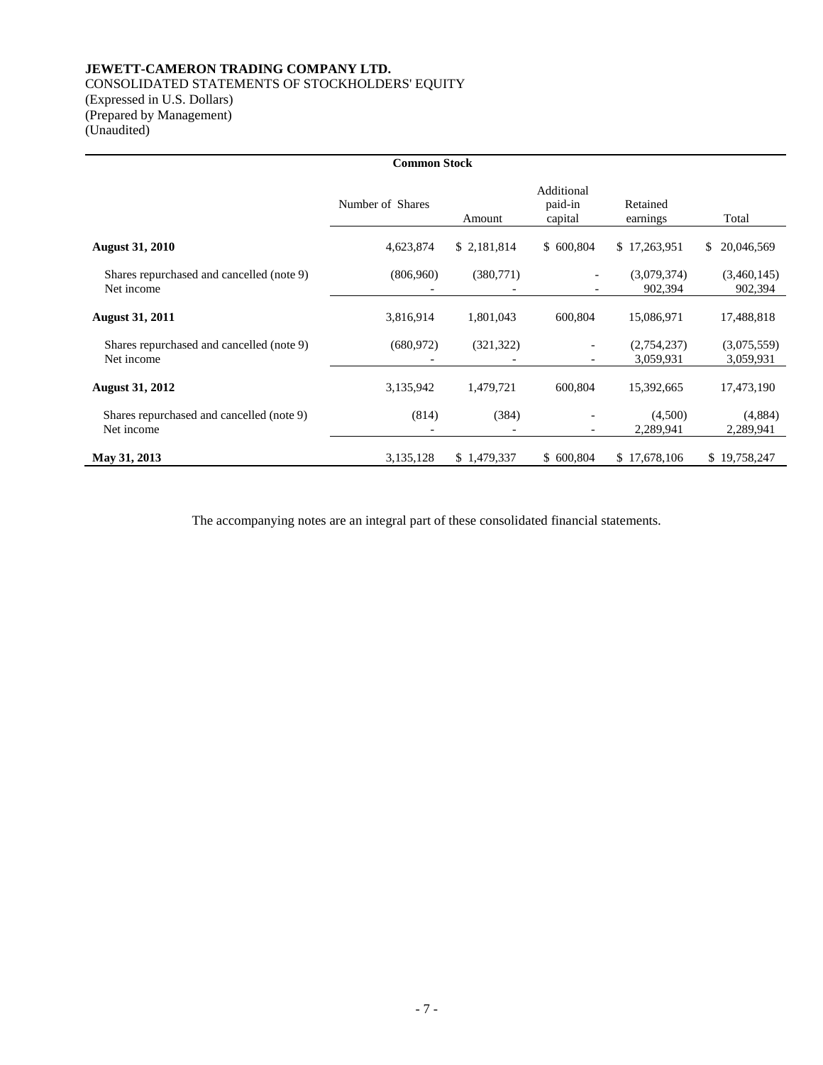**JEWETT-CAMERON TRADING COMPANY LTD.**
CONSOLIDATED STATEMENTS OF STOCKHOLDERS' EQUITY
(Expressed in U.S. Dollars)
(Prepared by Management)
(Unaudited)

| | Common Stock | | | | |
|---|---|---|---|---|---|
| | Number of Shares | Amount | Additional paid-in capital | Retained earnings | Total |
| **August 31, 2010** | 4,623,874 | $ 2,181,814 | $ 600,804 | $ 17,263,951 | $ 20,046,569 |
| Shares repurchased and cancelled (note 9) | (806,960) | (380,771) | - | (3,079,374) | (3,460,145) |
| Net income | - | - | - | 902,394 | 902,394 |
| **August 31, 2011** | 3,816,914 | 1,801,043 | 600,804 | 15,086,971 | 17,488,818 |
| Shares repurchased and cancelled (note 9) | (680,972) | (321,322) | - | (2,754,237) | (3,075,559) |
| Net income | - | - | - | 3,059,931 | 3,059,931 |
| **August 31, 2012** | 3,135,942 | 1,479,721 | 600,804 | 15,392,665 | 17,473,190 |
| Shares repurchased and cancelled (note 9) | (814) | (384) | - | (4,500) | (4,884) |
| Net income | - | - | - | 2,289,941 | 2,289,941 |
| **May 31, 2013** | 3,135,128 | $ 1,479,337 | $ 600,804 | $ 17,678,106 | $ 19,758,247 |

The accompanying notes are an integral part of these consolidated financial statements.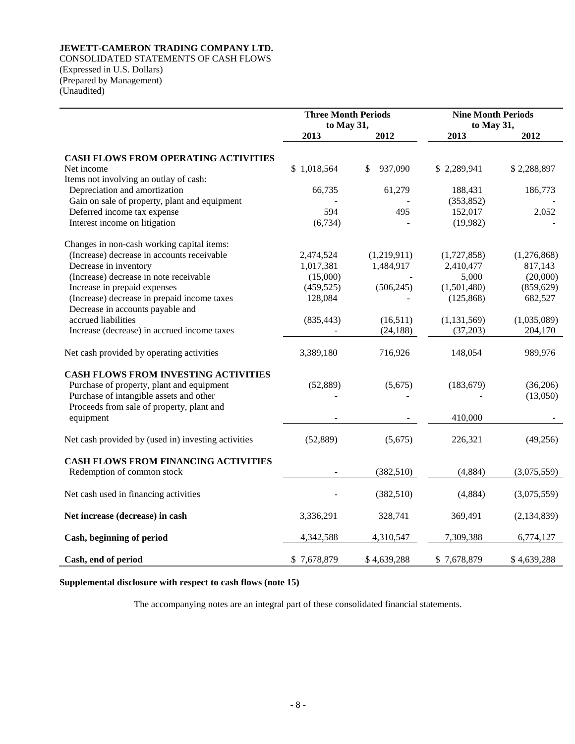**JEWETT-CAMERON TRADING COMPANY LTD.**
CONSOLIDATED STATEMENTS OF CASH FLOWS
(Expressed in U.S. Dollars)
(Prepared by Management)
(Unaudited)

| | Three Month Periods to May 31, | | Nine Month Periods to May 31, | |
|---|---|---|---|---|
| | 2013 | 2012 | 2013 | 2012 |
| **CASH FLOWS FROM OPERATING ACTIVITIES** | | | | |
| Net income | $ 1,018,564 | $ 937,090 | $ 2,289,941 | $ 2,288,897 |
| Items not involving an outlay of cash: | | | | |
| Depreciation and amortization | 66,735 | 61,279 | 188,431 | 186,773 |
| Gain on sale of property, plant and equipment | - | - | (353,852) | - |
| Deferred income tax expense | 594 | 495 | 152,017 | 2,052 |
| Interest income on litigation | (6,734) | - | (19,982) | - |
| Changes in non-cash working capital items: | | | | |
| (Increase) decrease in accounts receivable | 2,474,524 | (1,219,911) | (1,727,858) | (1,276,868) |
| Decrease in inventory | 1,017,381 | 1,484,917 | 2,410,477 | 817,143 |
| (Increase) decrease in note receivable | (15,000) | - | 5,000 | (20,000) |
| Increase in prepaid expenses | (459,525) | (506,245) | (1,501,480) | (859,629) |
| (Increase) decrease in prepaid income taxes | 128,084 | - | (125,868) | 682,527 |
| Decrease in accounts payable and accrued liabilities | (835,443) | (16,511) | (1,131,569) | (1,035,089) |
| Increase (decrease) in accrued income taxes | - | (24,188) | (37,203) | 204,170 |
| Net cash provided by operating activities | 3,389,180 | 716,926 | 148,054 | 989,976 |
| **CASH FLOWS FROM INVESTING ACTIVITIES** | | | | |
| Purchase of property, plant and equipment | (52,889) | (5,675) | (183,679) | (36,206) |
| Purchase of intangible assets and other | - | - | - | (13,050) |
| Proceeds from sale of property, plant and equipment | - | - | 410,000 | - |
| Net cash provided by (used in) investing activities | (52,889) | (5,675) | 226,321 | (49,256) |
| **CASH FLOWS FROM FINANCING ACTIVITIES** | | | | |
| Redemption of common stock | - | (382,510) | (4,884) | (3,075,559) |
| Net cash used in financing activities | - | (382,510) | (4,884) | (3,075,559) |
| **Net increase (decrease) in cash** | 3,336,291 | 328,741 | 369,491 | (2,134,839) |
| **Cash, beginning of period** | 4,342,588 | 4,310,547 | 7,309,388 | 6,774,127 |
| **Cash, end of period** | $ 7,678,879 | $ 4,639,288 | $ 7,678,879 | $ 4,639,288 |

**Supplemental disclosure with respect to cash flows (note 15)**

The accompanying notes are an integral part of these consolidated financial statements.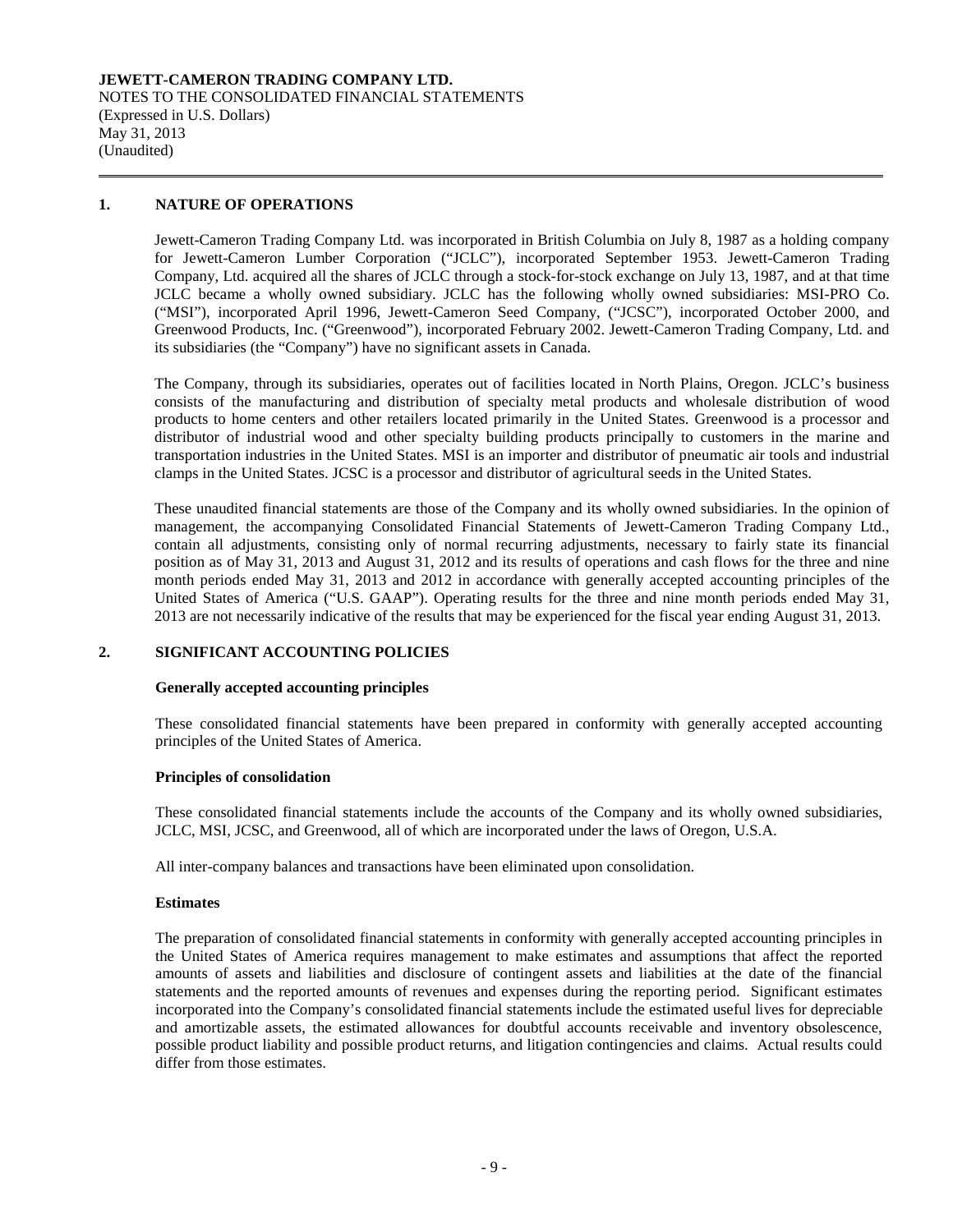**JEWETT-CAMERON TRADING COMPANY LTD.**
NOTES TO THE CONSOLIDATED FINANCIAL STATEMENTS
(Expressed in U.S. Dollars)
May 31, 2013
(Unaudited)

## 1. NATURE OF OPERATIONS

Jewett-Cameron Trading Company Ltd. was incorporated in British Columbia on July 8, 1987 as a holding company for Jewett-Cameron Lumber Corporation ("JCLC"), incorporated September 1953. Jewett-Cameron Trading Company, Ltd. acquired all the shares of JCLC through a stock-for-stock exchange on July 13, 1987, and at that time JCLC became a wholly owned subsidiary. JCLC has the following wholly owned subsidiaries: MSI-PRO Co. ("MSI"), incorporated April 1996, Jewett-Cameron Seed Company, ("JCSC"), incorporated October 2000, and Greenwood Products, Inc. ("Greenwood"), incorporated February 2002. Jewett-Cameron Trading Company, Ltd. and its subsidiaries (the "Company") have no significant assets in Canada.

The Company, through its subsidiaries, operates out of facilities located in North Plains, Oregon. JCLC's business consists of the manufacturing and distribution of specialty metal products and wholesale distribution of wood products to home centers and other retailers located primarily in the United States. Greenwood is a processor and distributor of industrial wood and other specialty building products principally to customers in the marine and transportation industries in the United States. MSI is an importer and distributor of pneumatic air tools and industrial clamps in the United States. JCSC is a processor and distributor of agricultural seeds in the United States.

These unaudited financial statements are those of the Company and its wholly owned subsidiaries. In the opinion of management, the accompanying Consolidated Financial Statements of Jewett-Cameron Trading Company Ltd., contain all adjustments, consisting only of normal recurring adjustments, necessary to fairly state its financial position as of May 31, 2013 and August 31, 2012 and its results of operations and cash flows for the three and nine month periods ended May 31, 2013 and 2012 in accordance with generally accepted accounting principles of the United States of America ("U.S. GAAP"). Operating results for the three and nine month periods ended May 31, 2013 are not necessarily indicative of the results that may be experienced for the fiscal year ending August 31, 2013.

## 2. SIGNIFICANT ACCOUNTING POLICIES

### Generally accepted accounting principles

These consolidated financial statements have been prepared in conformity with generally accepted accounting principles of the United States of America.

### Principles of consolidation

These consolidated financial statements include the accounts of the Company and its wholly owned subsidiaries, JCLC, MSI, JCSC, and Greenwood, all of which are incorporated under the laws of Oregon, U.S.A.

All inter-company balances and transactions have been eliminated upon consolidation.

### Estimates

The preparation of consolidated financial statements in conformity with generally accepted accounting principles in the United States of America requires management to make estimates and assumptions that affect the reported amounts of assets and liabilities and disclosure of contingent assets and liabilities at the date of the financial statements and the reported amounts of revenues and expenses during the reporting period. Significant estimates incorporated into the Company's consolidated financial statements include the estimated useful lives for depreciable and amortizable assets, the estimated allowances for doubtful accounts receivable and inventory obsolescence, possible product liability and possible product returns, and litigation contingencies and claims. Actual results could differ from those estimates.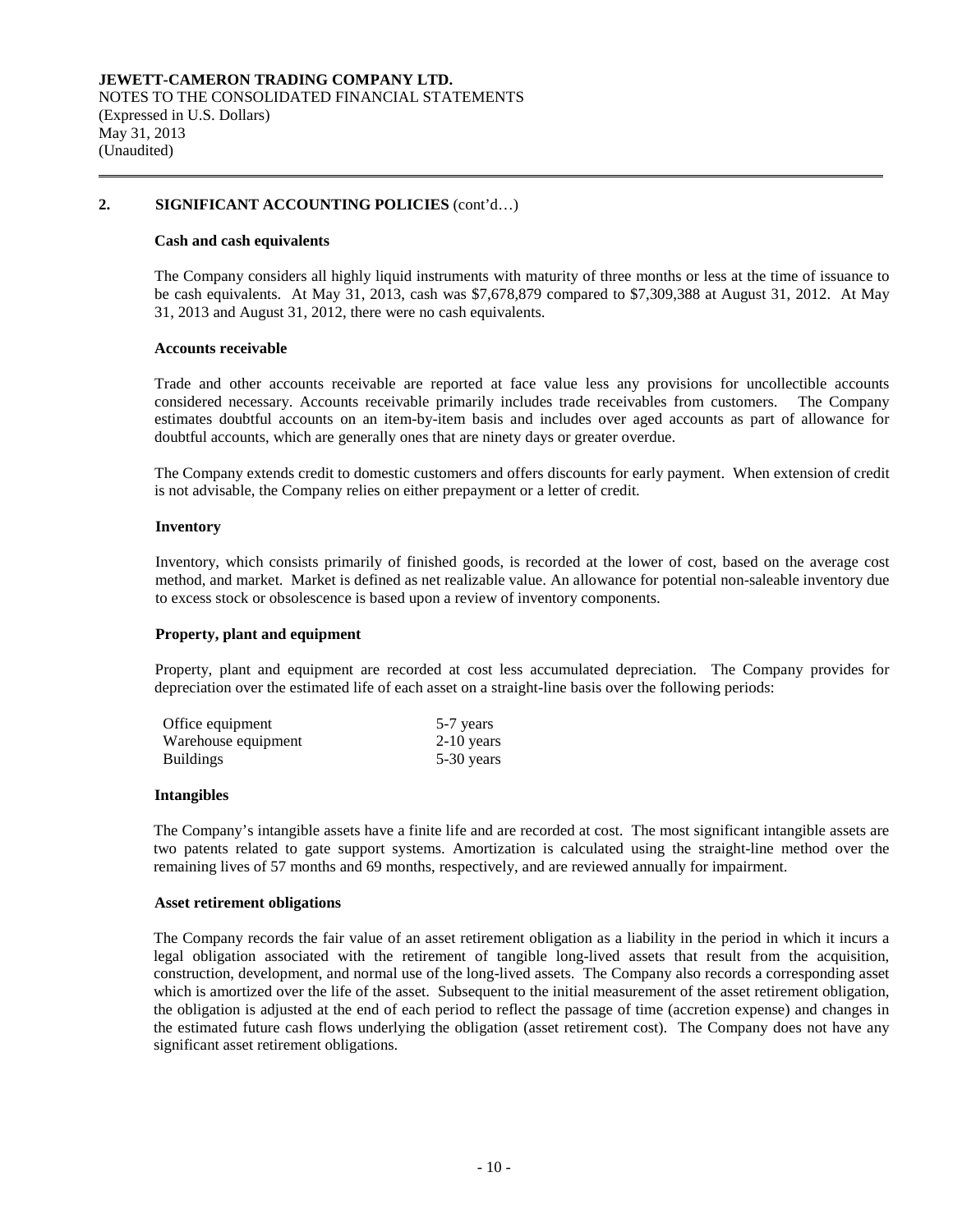**JEWETT-CAMERON TRADING COMPANY LTD.**
NOTES TO THE CONSOLIDATED FINANCIAL STATEMENTS
(Expressed in U.S. Dollars)
May 31, 2013
(Unaudited)

## 2. SIGNIFICANT ACCOUNTING POLICIES (cont'd…)

**Cash and cash equivalents**

The Company considers all highly liquid instruments with maturity of three months or less at the time of issuance to be cash equivalents. At May 31, 2013, cash was $7,678,879 compared to $7,309,388 at August 31, 2012. At May 31, 2013 and August 31, 2012, there were no cash equivalents.

**Accounts receivable**

Trade and other accounts receivable are reported at face value less any provisions for uncollectible accounts considered necessary. Accounts receivable primarily includes trade receivables from customers. The Company estimates doubtful accounts on an item-by-item basis and includes over aged accounts as part of allowance for doubtful accounts, which are generally ones that are ninety days or greater overdue.

The Company extends credit to domestic customers and offers discounts for early payment. When extension of credit is not advisable, the Company relies on either prepayment or a letter of credit.

**Inventory**

Inventory, which consists primarily of finished goods, is recorded at the lower of cost, based on the average cost method, and market. Market is defined as net realizable value. An allowance for potential non-saleable inventory due to excess stock or obsolescence is based upon a review of inventory components.

**Property, plant and equipment**

Property, plant and equipment are recorded at cost less accumulated depreciation. The Company provides for depreciation over the estimated life of each asset on a straight-line basis over the following periods:

| | |
|---|---|
| Office equipment | 5-7 years |
| Warehouse equipment | 2-10 years |
| Buildings | 5-30 years |

**Intangibles**

The Company's intangible assets have a finite life and are recorded at cost. The most significant intangible assets are two patents related to gate support systems. Amortization is calculated using the straight-line method over the remaining lives of 57 months and 69 months, respectively, and are reviewed annually for impairment.

**Asset retirement obligations**

The Company records the fair value of an asset retirement obligation as a liability in the period in which it incurs a legal obligation associated with the retirement of tangible long-lived assets that result from the acquisition, construction, development, and normal use of the long-lived assets. The Company also records a corresponding asset which is amortized over the life of the asset. Subsequent to the initial measurement of the asset retirement obligation, the obligation is adjusted at the end of each period to reflect the passage of time (accretion expense) and changes in the estimated future cash flows underlying the obligation (asset retirement cost). The Company does not have any significant asset retirement obligations.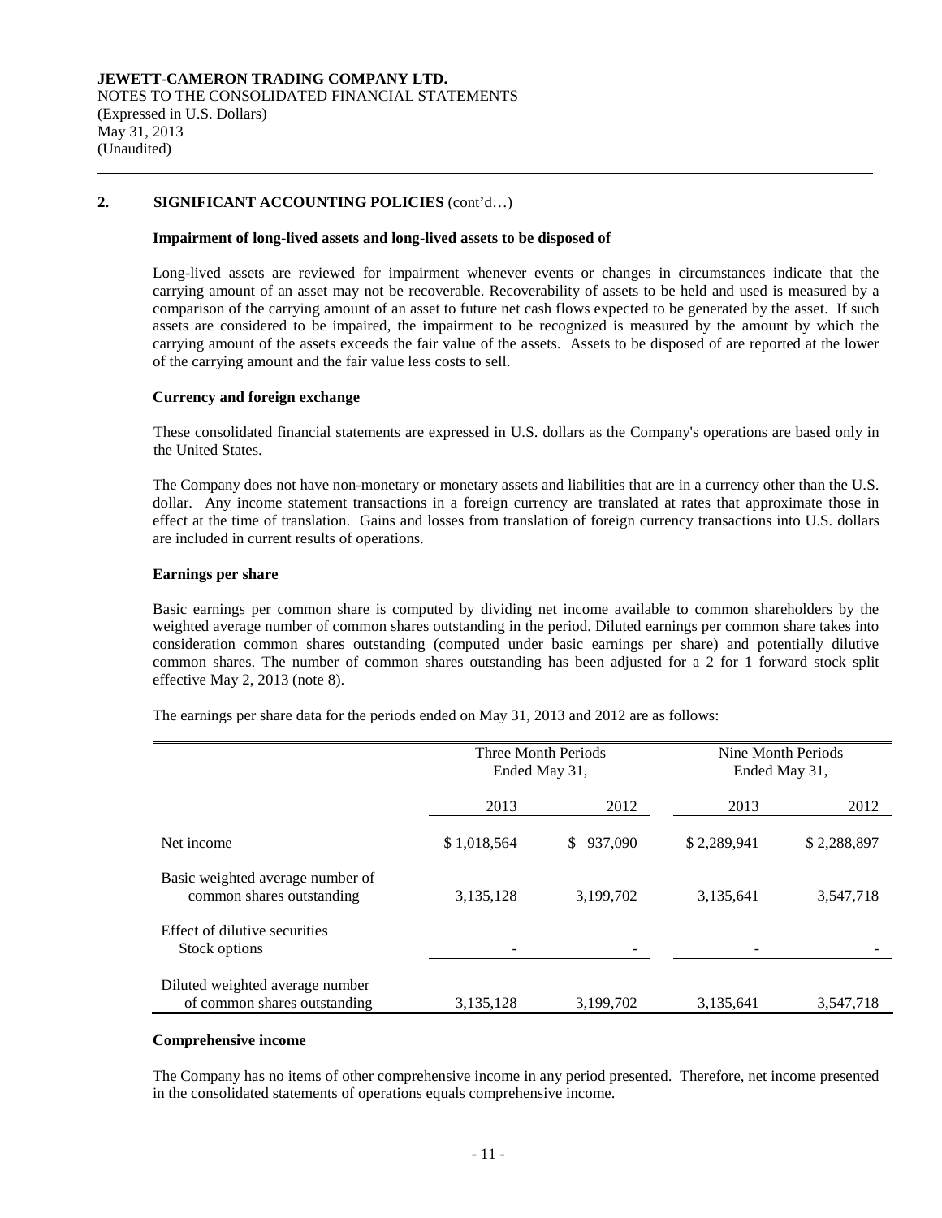**JEWETT-CAMERON TRADING COMPANY LTD.**
NOTES TO THE CONSOLIDATED FINANCIAL STATEMENTS
(Expressed in U.S. Dollars)
May 31, 2013
(Unaudited)

## 2. SIGNIFICANT ACCOUNTING POLICIES (cont'd…)

**Impairment of long-lived assets and long-lived assets to be disposed of**

Long-lived assets are reviewed for impairment whenever events or changes in circumstances indicate that the carrying amount of an asset may not be recoverable. Recoverability of assets to be held and used is measured by a comparison of the carrying amount of an asset to future net cash flows expected to be generated by the asset. If such assets are considered to be impaired, the impairment to be recognized is measured by the amount by which the carrying amount of the assets exceeds the fair value of the assets. Assets to be disposed of are reported at the lower of the carrying amount and the fair value less costs to sell.

**Currency and foreign exchange**

These consolidated financial statements are expressed in U.S. dollars as the Company's operations are based only in the United States.

The Company does not have non-monetary or monetary assets and liabilities that are in a currency other than the U.S. dollar. Any income statement transactions in a foreign currency are translated at rates that approximate those in effect at the time of translation. Gains and losses from translation of foreign currency transactions into U.S. dollars are included in current results of operations.

**Earnings per share**

Basic earnings per common share is computed by dividing net income available to common shareholders by the weighted average number of common shares outstanding in the period. Diluted earnings per common share takes into consideration common shares outstanding (computed under basic earnings per share) and potentially dilutive common shares. The number of common shares outstanding has been adjusted for a 2 for 1 forward stock split effective May 2, 2013 (note 8).

The earnings per share data for the periods ended on May 31, 2013 and 2012 are as follows:

| | Three Month Periods Ended May 31, | | Nine Month Periods Ended May 31, | |
|---|---|---|---|---|
| | 2013 | 2012 | 2013 | 2012 |
| Net income | $ 1,018,564 | $ 937,090 | $ 2,289,941 | $ 2,288,897 |
| Basic weighted average number of common shares outstanding | 3,135,128 | 3,199,702 | 3,135,641 | 3,547,718 |
| Effect of dilutive securities Stock options | - | - | - | - |
| Diluted weighted average number of common shares outstanding | 3,135,128 | 3,199,702 | 3,135,641 | 3,547,718 |

**Comprehensive income**

The Company has no items of other comprehensive income in any period presented. Therefore, net income presented in the consolidated statements of operations equals comprehensive income.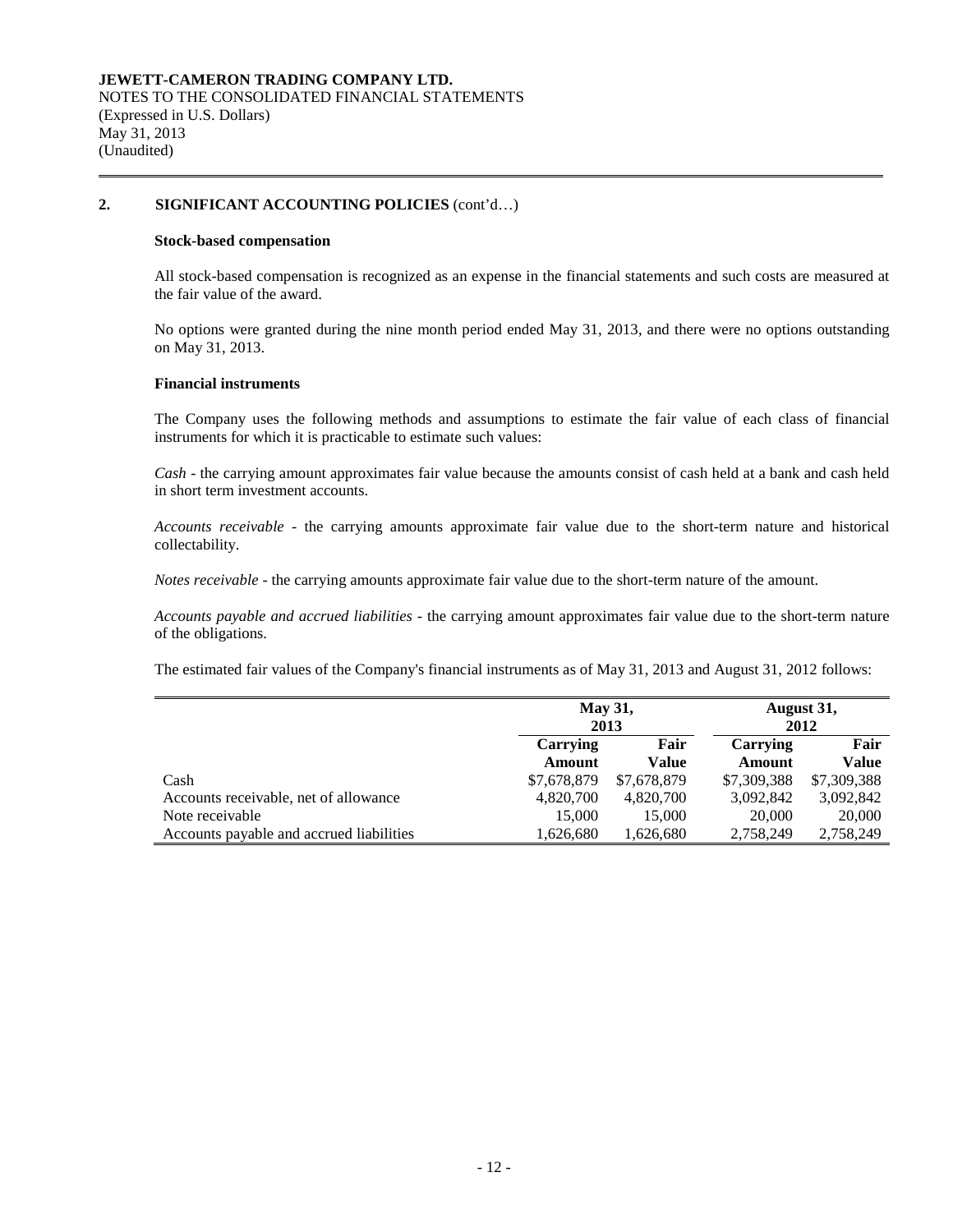**JEWETT-CAMERON TRADING COMPANY LTD.**
NOTES TO THE CONSOLIDATED FINANCIAL STATEMENTS
(Expressed in U.S. Dollars)
May 31, 2013
(Unaudited)

## 2. SIGNIFICANT ACCOUNTING POLICIES (cont'd…)

### Stock-based compensation

All stock-based compensation is recognized as an expense in the financial statements and such costs are measured at the fair value of the award.

No options were granted during the nine month period ended May 31, 2013, and there were no options outstanding on May 31, 2013.

### Financial instruments

The Company uses the following methods and assumptions to estimate the fair value of each class of financial instruments for which it is practicable to estimate such values:

*Cash* - the carrying amount approximates fair value because the amounts consist of cash held at a bank and cash held in short term investment accounts.

*Accounts receivable* - the carrying amounts approximate fair value due to the short-term nature and historical collectability.

*Notes receivable* - the carrying amounts approximate fair value due to the short-term nature of the amount.

*Accounts payable and accrued liabilities* - the carrying amount approximates fair value due to the short-term nature of the obligations.

The estimated fair values of the Company's financial instruments as of May 31, 2013 and August 31, 2012 follows:

| | May 31, 2013 | | August 31, 2012 | |
|---|---|---|---|---|
| | Carrying Amount | Fair Value | Carrying Amount | Fair Value |
| Cash | $7,678,879 | $7,678,879 | $7,309,388 | $7,309,388 |
| Accounts receivable, net of allowance | 4,820,700 | 4,820,700 | 3,092,842 | 3,092,842 |
| Note receivable | 15,000 | 15,000 | 20,000 | 20,000 |
| Accounts payable and accrued liabilities | 1,626,680 | 1,626,680 | 2,758,249 | 2,758,249 |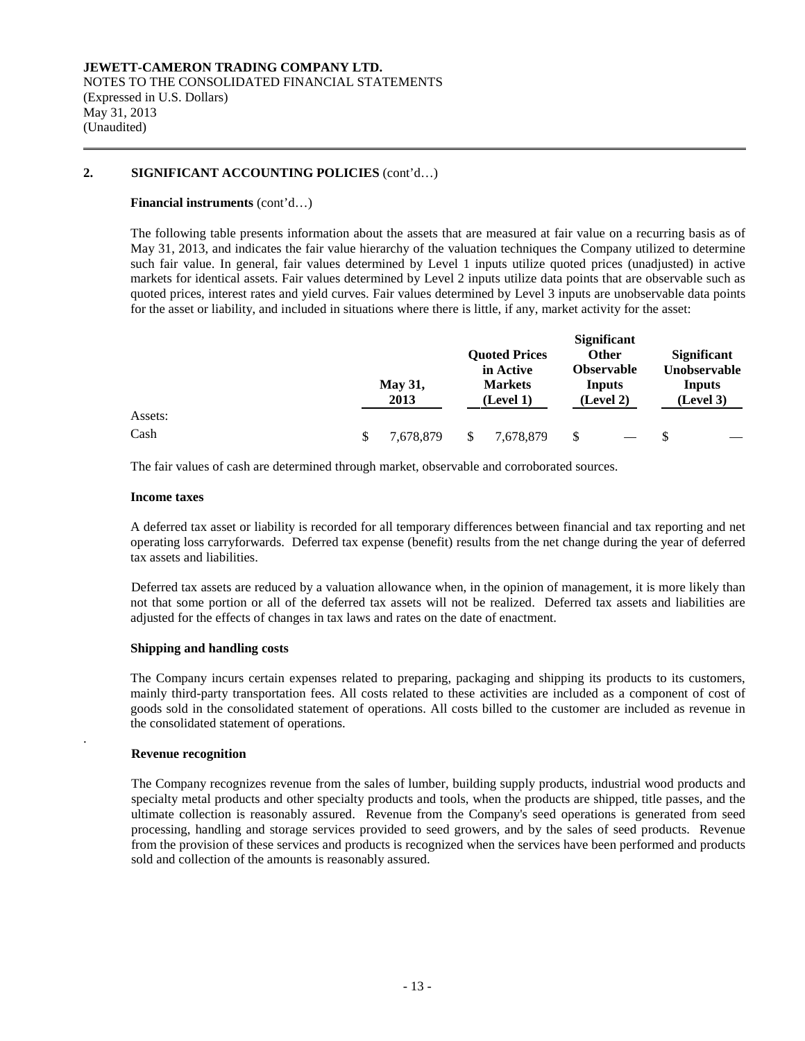**JEWETT-CAMERON TRADING COMPANY LTD.**
NOTES TO THE CONSOLIDATED FINANCIAL STATEMENTS
(Expressed in U.S. Dollars)
May 31, 2013
(Unaudited)

## 2. SIGNIFICANT ACCOUNTING POLICIES (cont'd…)

### Financial instruments (cont'd…)

The following table presents information about the assets that are measured at fair value on a recurring basis as of May 31, 2013, and indicates the fair value hierarchy of the valuation techniques the Company utilized to determine such fair value. In general, fair values determined by Level 1 inputs utilize quoted prices (unadjusted) in active markets for identical assets. Fair values determined by Level 2 inputs utilize data points that are observable such as quoted prices, interest rates and yield curves. Fair values determined by Level 3 inputs are unobservable data points for the asset or liability, and included in situations where there is little, if any, market activity for the asset:

| | May 31, 2013 | Quoted Prices in Active Markets (Level 1) | Significant Other Observable Inputs (Level 2) | Significant Unobservable Inputs (Level 3) |
|---|---|---|---|---|
| Assets: | | | | |
| Cash | $ 7,678,879 | $ 7,678,879 | $ — | $ — |

The fair values of cash are determined through market, observable and corroborated sources.

### Income taxes

A deferred tax asset or liability is recorded for all temporary differences between financial and tax reporting and net operating loss carryforwards. Deferred tax expense (benefit) results from the net change during the year of deferred tax assets and liabilities.

Deferred tax assets are reduced by a valuation allowance when, in the opinion of management, it is more likely than not that some portion or all of the deferred tax assets will not be realized. Deferred tax assets and liabilities are adjusted for the effects of changes in tax laws and rates on the date of enactment.

### Shipping and handling costs

The Company incurs certain expenses related to preparing, packaging and shipping its products to its customers, mainly third-party transportation fees. All costs related to these activities are included as a component of cost of goods sold in the consolidated statement of operations. All costs billed to the customer are included as revenue in the consolidated statement of operations.

### Revenue recognition

The Company recognizes revenue from the sales of lumber, building supply products, industrial wood products and specialty metal products and other specialty products and tools, when the products are shipped, title passes, and the ultimate collection is reasonably assured. Revenue from the Company's seed operations is generated from seed processing, handling and storage services provided to seed growers, and by the sales of seed products. Revenue from the provision of these services and products is recognized when the services have been performed and products sold and collection of the amounts is reasonably assured.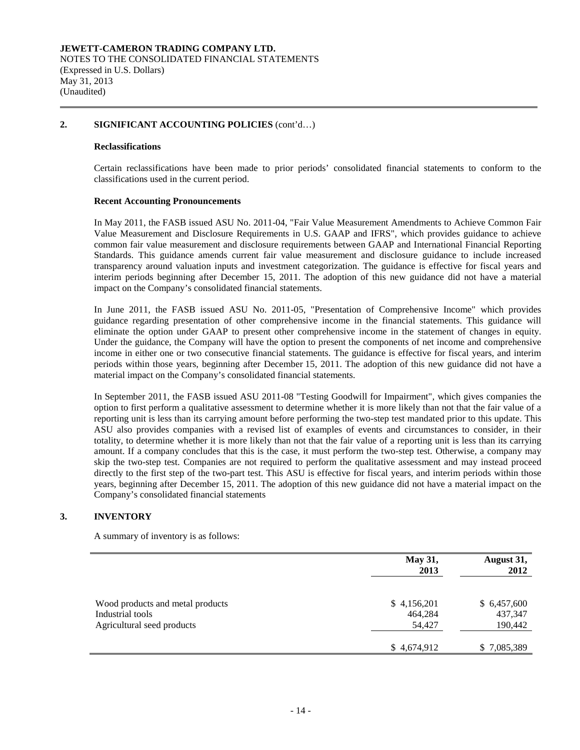**JEWETT-CAMERON TRADING COMPANY LTD.**
NOTES TO THE CONSOLIDATED FINANCIAL STATEMENTS
(Expressed in U.S. Dollars)
May 31, 2013
(Unaudited)

## 2. SIGNIFICANT ACCOUNTING POLICIES (cont'd…)

### Reclassifications

Certain reclassifications have been made to prior periods' consolidated financial statements to conform to the classifications used in the current period.

### Recent Accounting Pronouncements

In May 2011, the FASB issued ASU No. 2011-04, "Fair Value Measurement Amendments to Achieve Common Fair Value Measurement and Disclosure Requirements in U.S. GAAP and IFRS", which provides guidance to achieve common fair value measurement and disclosure requirements between GAAP and International Financial Reporting Standards. This guidance amends current fair value measurement and disclosure guidance to include increased transparency around valuation inputs and investment categorization. The guidance is effective for fiscal years and interim periods beginning after December 15, 2011. The adoption of this new guidance did not have a material impact on the Company's consolidated financial statements.

In June 2011, the FASB issued ASU No. 2011-05, "Presentation of Comprehensive Income" which provides guidance regarding presentation of other comprehensive income in the financial statements. This guidance will eliminate the option under GAAP to present other comprehensive income in the statement of changes in equity. Under the guidance, the Company will have the option to present the components of net income and comprehensive income in either one or two consecutive financial statements. The guidance is effective for fiscal years, and interim periods within those years, beginning after December 15, 2011. The adoption of this new guidance did not have a material impact on the Company's consolidated financial statements.

In September 2011, the FASB issued ASU 2011-08 "Testing Goodwill for Impairment", which gives companies the option to first perform a qualitative assessment to determine whether it is more likely than not that the fair value of a reporting unit is less than its carrying amount before performing the two-step test mandated prior to this update. This ASU also provides companies with a revised list of examples of events and circumstances to consider, in their totality, to determine whether it is more likely than not that the fair value of a reporting unit is less than its carrying amount. If a company concludes that this is the case, it must perform the two-step test. Otherwise, a company may skip the two-step test. Companies are not required to perform the qualitative assessment and may instead proceed directly to the first step of the two-part test. This ASU is effective for fiscal years, and interim periods within those years, beginning after December 15, 2011. The adoption of this new guidance did not have a material impact on the Company's consolidated financial statements

## 3. INVENTORY

A summary of inventory is as follows:

| | May 31, 2013 | August 31, 2012 |
|---|---|---|
| Wood products and metal products | $ 4,156,201 | $ 6,457,600 |
| Industrial tools | 464,284 | 437,347 |
| Agricultural seed products | 54,427 | 190,442 |
| | $ 4,674,912 | $ 7,085,389 |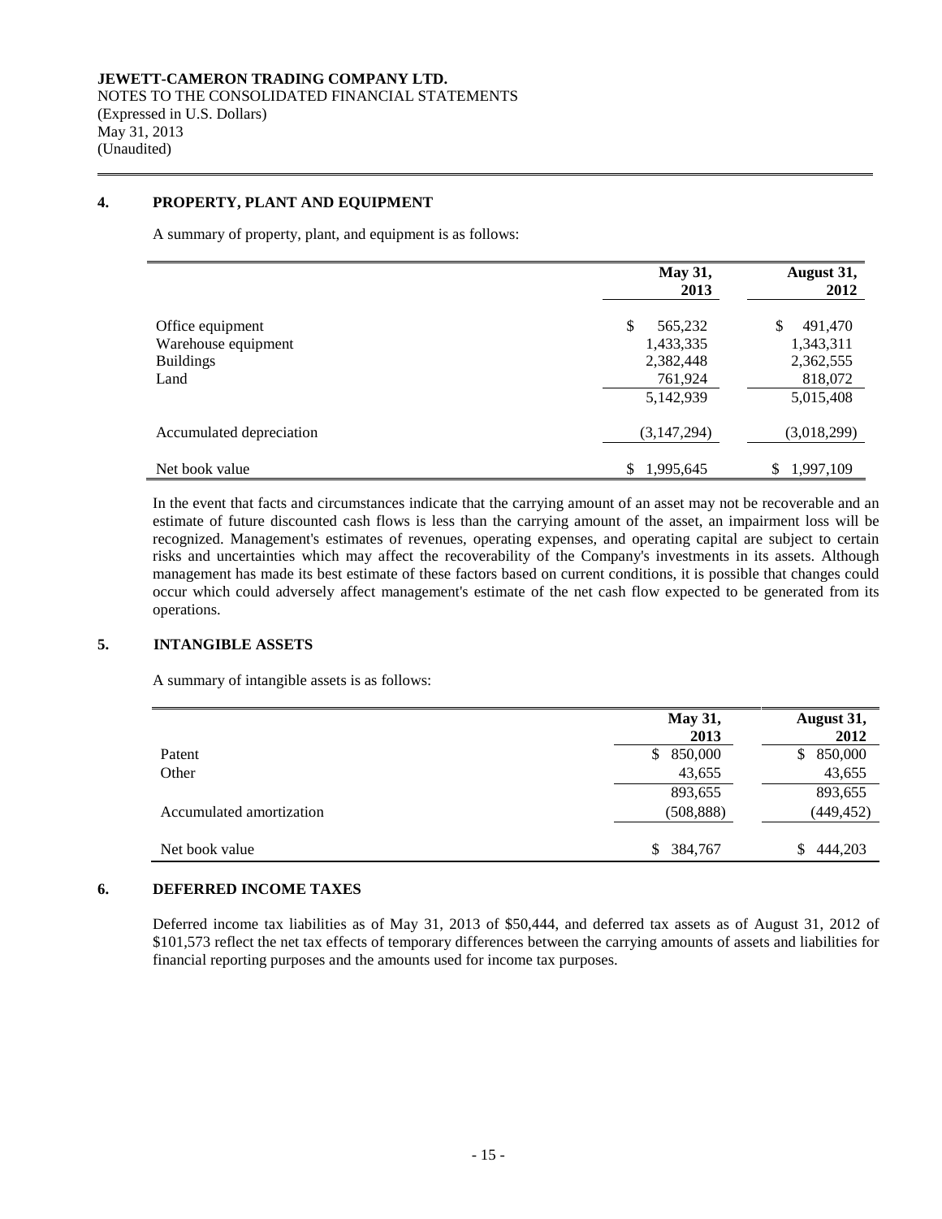**JEWETT-CAMERON TRADING COMPANY LTD.**
NOTES TO THE CONSOLIDATED FINANCIAL STATEMENTS
(Expressed in U.S. Dollars)
May 31, 2013
(Unaudited)

## 4. PROPERTY, PLANT AND EQUIPMENT

A summary of property, plant, and equipment is as follows:

| | May 31, 2013 | August 31, 2012 |
|---|---|---|
| Office equipment | $ 565,232 | $ 491,470 |
| Warehouse equipment | 1,433,335 | 1,343,311 |
| Buildings | 2,382,448 | 2,362,555 |
| Land | 761,924 | 818,072 |
| | 5,142,939 | 5,015,408 |
| Accumulated depreciation | (3,147,294) | (3,018,299) |
| Net book value | $ 1,995,645 | $ 1,997,109 |

In the event that facts and circumstances indicate that the carrying amount of an asset may not be recoverable and an estimate of future discounted cash flows is less than the carrying amount of the asset, an impairment loss will be recognized. Management's estimates of revenues, operating expenses, and operating capital are subject to certain risks and uncertainties which may affect the recoverability of the Company's investments in its assets. Although management has made its best estimate of these factors based on current conditions, it is possible that changes could occur which could adversely affect management's estimate of the net cash flow expected to be generated from its operations.

## 5. INTANGIBLE ASSETS

A summary of intangible assets is as follows:

| | May 31, 2013 | August 31, 2012 |
|---|---|---|
| Patent | $ 850,000 | $ 850,000 |
| Other | 43,655 | 43,655 |
| | 893,655 | 893,655 |
| Accumulated amortization | (508,888) | (449,452) |
| Net book value | $ 384,767 | $ 444,203 |

## 6. DEFERRED INCOME TAXES

Deferred income tax liabilities as of May 31, 2013 of $50,444, and deferred tax assets as of August 31, 2012 of $101,573 reflect the net tax effects of temporary differences between the carrying amounts of assets and liabilities for financial reporting purposes and the amounts used for income tax purposes.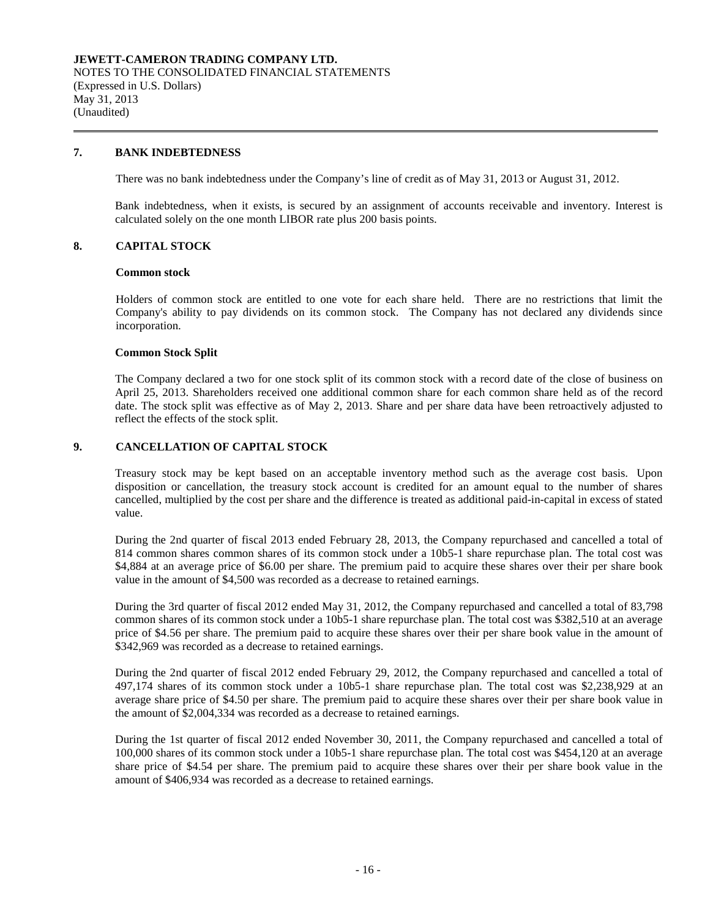**JEWETT-CAMERON TRADING COMPANY LTD.**
NOTES TO THE CONSOLIDATED FINANCIAL STATEMENTS
(Expressed in U.S. Dollars)
May 31, 2013
(Unaudited)

## 7. BANK INDEBTEDNESS

There was no bank indebtedness under the Company's line of credit as of May 31, 2013 or August 31, 2012.

Bank indebtedness, when it exists, is secured by an assignment of accounts receivable and inventory. Interest is calculated solely on the one month LIBOR rate plus 200 basis points.

## 8. CAPITAL STOCK

**Common stock**

Holders of common stock are entitled to one vote for each share held. There are no restrictions that limit the Company's ability to pay dividends on its common stock. The Company has not declared any dividends since incorporation.

**Common Stock Split**

The Company declared a two for one stock split of its common stock with a record date of the close of business on April 25, 2013. Shareholders received one additional common share for each common share held as of the record date. The stock split was effective as of May 2, 2013. Share and per share data have been retroactively adjusted to reflect the effects of the stock split.

## 9. CANCELLATION OF CAPITAL STOCK

Treasury stock may be kept based on an acceptable inventory method such as the average cost basis. Upon disposition or cancellation, the treasury stock account is credited for an amount equal to the number of shares cancelled, multiplied by the cost per share and the difference is treated as additional paid-in-capital in excess of stated value.

During the 2nd quarter of fiscal 2013 ended February 28, 2013, the Company repurchased and cancelled a total of 814 common shares common shares of its common stock under a 10b5-1 share repurchase plan. The total cost was $4,884 at an average price of $6.00 per share. The premium paid to acquire these shares over their per share book value in the amount of $4,500 was recorded as a decrease to retained earnings.

During the 3rd quarter of fiscal 2012 ended May 31, 2012, the Company repurchased and cancelled a total of 83,798 common shares of its common stock under a 10b5-1 share repurchase plan. The total cost was $382,510 at an average price of $4.56 per share. The premium paid to acquire these shares over their per share book value in the amount of $342,969 was recorded as a decrease to retained earnings.

During the 2nd quarter of fiscal 2012 ended February 29, 2012, the Company repurchased and cancelled a total of 497,174 shares of its common stock under a 10b5-1 share repurchase plan. The total cost was $2,238,929 at an average share price of $4.50 per share. The premium paid to acquire these shares over their per share book value in the amount of $2,004,334 was recorded as a decrease to retained earnings.

During the 1st quarter of fiscal 2012 ended November 30, 2011, the Company repurchased and cancelled a total of 100,000 shares of its common stock under a 10b5-1 share repurchase plan. The total cost was $454,120 at an average share price of $4.54 per share. The premium paid to acquire these shares over their per share book value in the amount of $406,934 was recorded as a decrease to retained earnings.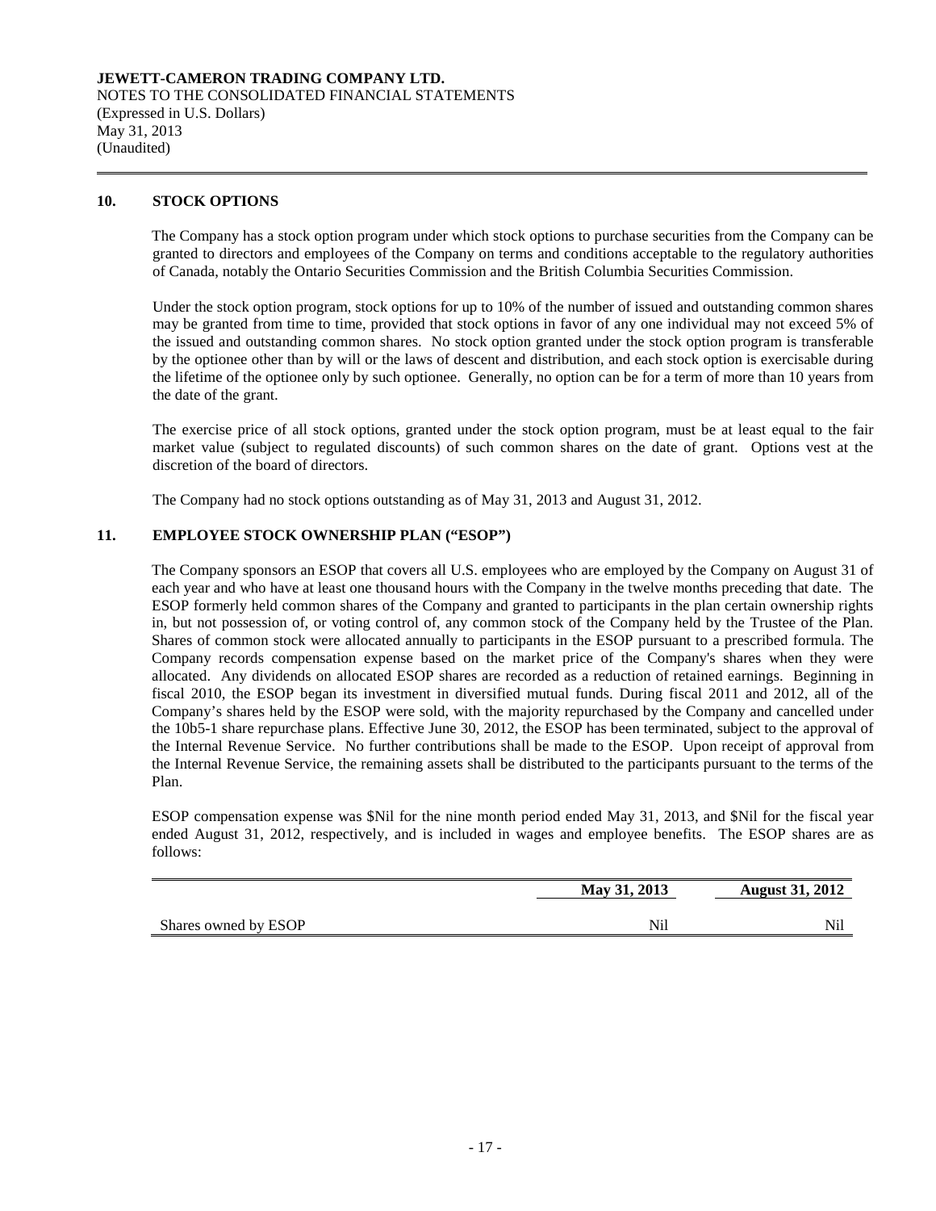**JEWETT-CAMERON TRADING COMPANY LTD.**
NOTES TO THE CONSOLIDATED FINANCIAL STATEMENTS
(Expressed in U.S. Dollars)
May 31, 2013
(Unaudited)

## 10. STOCK OPTIONS

The Company has a stock option program under which stock options to purchase securities from the Company can be granted to directors and employees of the Company on terms and conditions acceptable to the regulatory authorities of Canada, notably the Ontario Securities Commission and the British Columbia Securities Commission.

Under the stock option program, stock options for up to 10% of the number of issued and outstanding common shares may be granted from time to time, provided that stock options in favor of any one individual may not exceed 5% of the issued and outstanding common shares. No stock option granted under the stock option program is transferable by the optionee other than by will or the laws of descent and distribution, and each stock option is exercisable during the lifetime of the optionee only by such optionee. Generally, no option can be for a term of more than 10 years from the date of the grant.

The exercise price of all stock options, granted under the stock option program, must be at least equal to the fair market value (subject to regulated discounts) of such common shares on the date of grant. Options vest at the discretion of the board of directors.

The Company had no stock options outstanding as of May 31, 2013 and August 31, 2012.

## 11. EMPLOYEE STOCK OWNERSHIP PLAN ("ESOP")

The Company sponsors an ESOP that covers all U.S. employees who are employed by the Company on August 31 of each year and who have at least one thousand hours with the Company in the twelve months preceding that date. The ESOP formerly held common shares of the Company and granted to participants in the plan certain ownership rights in, but not possession of, or voting control of, any common stock of the Company held by the Trustee of the Plan. Shares of common stock were allocated annually to participants in the ESOP pursuant to a prescribed formula. The Company records compensation expense based on the market price of the Company's shares when they were allocated. Any dividends on allocated ESOP shares are recorded as a reduction of retained earnings. Beginning in fiscal 2010, the ESOP began its investment in diversified mutual funds. During fiscal 2011 and 2012, all of the Company's shares held by the ESOP were sold, with the majority repurchased by the Company and cancelled under the 10b5-1 share repurchase plans. Effective June 30, 2012, the ESOP has been terminated, subject to the approval of the Internal Revenue Service. No further contributions shall be made to the ESOP. Upon receipt of approval from the Internal Revenue Service, the remaining assets shall be distributed to the participants pursuant to the terms of the Plan.

ESOP compensation expense was $Nil for the nine month period ended May 31, 2013, and $Nil for the fiscal year ended August 31, 2012, respectively, and is included in wages and employee benefits. The ESOP shares are as follows:

| | May 31, 2013 | August 31, 2012 |
|---|---|---|
| Shares owned by ESOP | Nil | Nil |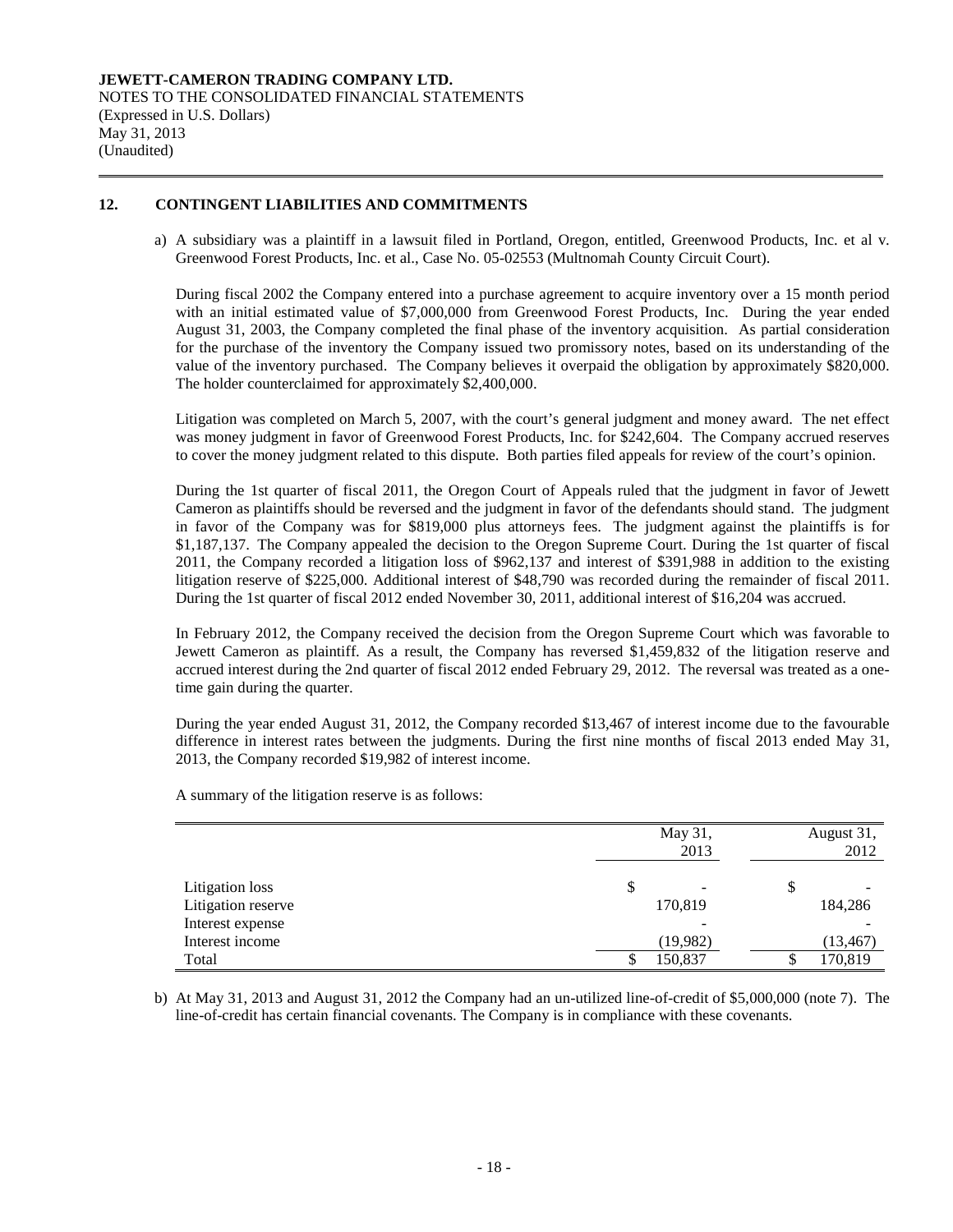**JEWETT-CAMERON TRADING COMPANY LTD.**
NOTES TO THE CONSOLIDATED FINANCIAL STATEMENTS
(Expressed in U.S. Dollars)
May 31, 2013
(Unaudited)

## 12. CONTINGENT LIABILITIES AND COMMITMENTS

a) A subsidiary was a plaintiff in a lawsuit filed in Portland, Oregon, entitled, Greenwood Products, Inc. et al v. Greenwood Forest Products, Inc. et al., Case No. 05-02553 (Multnomah County Circuit Court).

During fiscal 2002 the Company entered into a purchase agreement to acquire inventory over a 15 month period with an initial estimated value of $7,000,000 from Greenwood Forest Products, Inc. During the year ended August 31, 2003, the Company completed the final phase of the inventory acquisition. As partial consideration for the purchase of the inventory the Company issued two promissory notes, based on its understanding of the value of the inventory purchased. The Company believes it overpaid the obligation by approximately $820,000. The holder counterclaimed for approximately $2,400,000.

Litigation was completed on March 5, 2007, with the court's general judgment and money award. The net effect was money judgment in favor of Greenwood Forest Products, Inc. for $242,604. The Company accrued reserves to cover the money judgment related to this dispute. Both parties filed appeals for review of the court's opinion.

During the 1st quarter of fiscal 2011, the Oregon Court of Appeals ruled that the judgment in favor of Jewett Cameron as plaintiffs should be reversed and the judgment in favor of the defendants should stand. The judgment in favor of the Company was for $819,000 plus attorneys fees. The judgment against the plaintiffs is for $1,187,137. The Company appealed the decision to the Oregon Supreme Court. During the 1st quarter of fiscal 2011, the Company recorded a litigation loss of $962,137 and interest of $391,988 in addition to the existing litigation reserve of $225,000. Additional interest of $48,790 was recorded during the remainder of fiscal 2011. During the 1st quarter of fiscal 2012 ended November 30, 2011, additional interest of $16,204 was accrued.

In February 2012, the Company received the decision from the Oregon Supreme Court which was favorable to Jewett Cameron as plaintiff. As a result, the Company has reversed $1,459,832 of the litigation reserve and accrued interest during the 2nd quarter of fiscal 2012 ended February 29, 2012. The reversal was treated as a one-time gain during the quarter.

During the year ended August 31, 2012, the Company recorded $13,467 of interest income due to the favourable difference in interest rates between the judgments. During the first nine months of fiscal 2013 ended May 31, 2013, the Company recorded $19,982 of interest income.

A summary of the litigation reserve is as follows:

| | May 31, 2013 | August 31, 2012 |
|---|---|---|
| Litigation loss | $ - | $ - |
| Litigation reserve | 170,819 | 184,286 |
| Interest expense | - | - |
| Interest income | (19,982) | (13,467) |
| Total | $ 150,837 | $ 170,819 |

b) At May 31, 2013 and August 31, 2012 the Company had an un-utilized line-of-credit of $5,000,000 (note 7). The line-of-credit has certain financial covenants. The Company is in compliance with these covenants.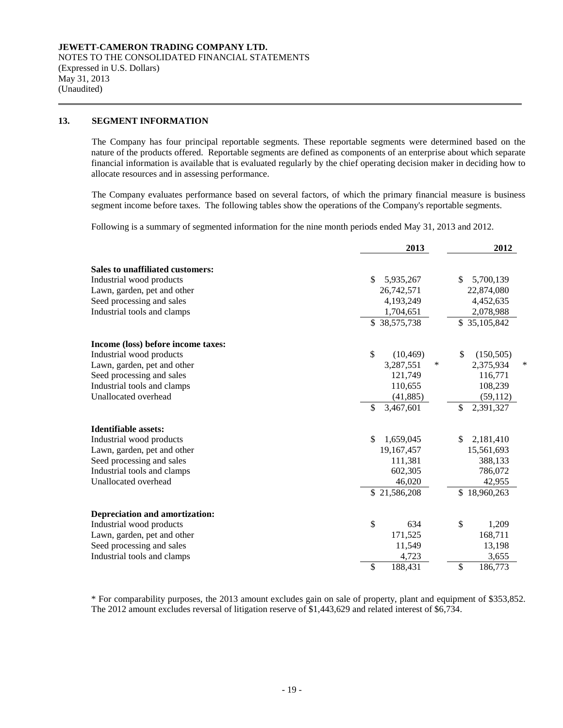**JEWETT-CAMERON TRADING COMPANY LTD.**
NOTES TO THE CONSOLIDATED FINANCIAL STATEMENTS
(Expressed in U.S. Dollars)
May 31, 2013
(Unaudited)

## 13. SEGMENT INFORMATION

The Company has four principal reportable segments. These reportable segments were determined based on the nature of the products offered. Reportable segments are defined as components of an enterprise about which separate financial information is available that is evaluated regularly by the chief operating decision maker in deciding how to allocate resources and in assessing performance.

The Company evaluates performance based on several factors, of which the primary financial measure is business segment income before taxes. The following tables show the operations of the Company's reportable segments.

Following is a summary of segmented information for the nine month periods ended May 31, 2013 and 2012.

| | 2013 | 2012 |
|---|---|---|
| **Sales to unaffiliated customers:** | | |
| Industrial wood products | $ 5,935,267 | $ 5,700,139 |
| Lawn, garden, pet and other | 26,742,571 | 22,874,080 |
| Seed processing and sales | 4,193,249 | 4,452,635 |
| Industrial tools and clamps | 1,704,651 | 2,078,988 |
| | $ 38,575,738 | $ 35,105,842 |
| **Income (loss) before income taxes:** | | |
| Industrial wood products | $ (10,469) | $ (150,505) |
| Lawn, garden, pet and other | 3,287,551 * | 2,375,934 * |
| Seed processing and sales | 121,749 | 116,771 |
| Industrial tools and clamps | 110,655 | 108,239 |
| Unallocated overhead | (41,885) | (59,112) |
| | $ 3,467,601 | $ 2,391,327 |
| **Identifiable assets:** | | |
| Industrial wood products | $ 1,659,045 | $ 2,181,410 |
| Lawn, garden, pet and other | 19,167,457 | 15,561,693 |
| Seed processing and sales | 111,381 | 388,133 |
| Industrial tools and clamps | 602,305 | 786,072 |
| Unallocated overhead | 46,020 | 42,955 |
| | $ 21,586,208 | $ 18,960,263 |
| **Depreciation and amortization:** | | |
| Industrial wood products | $ 634 | $ 1,209 |
| Lawn, garden, pet and other | 171,525 | 168,711 |
| Seed processing and sales | 11,549 | 13,198 |
| Industrial tools and clamps | 4,723 | 3,655 |
| | $ 188,431 | $ 186,773 |

* For comparability purposes, the 2013 amount excludes gain on sale of property, plant and equipment of $353,852. The 2012 amount excludes reversal of litigation reserve of $1,443,629 and related interest of $6,734.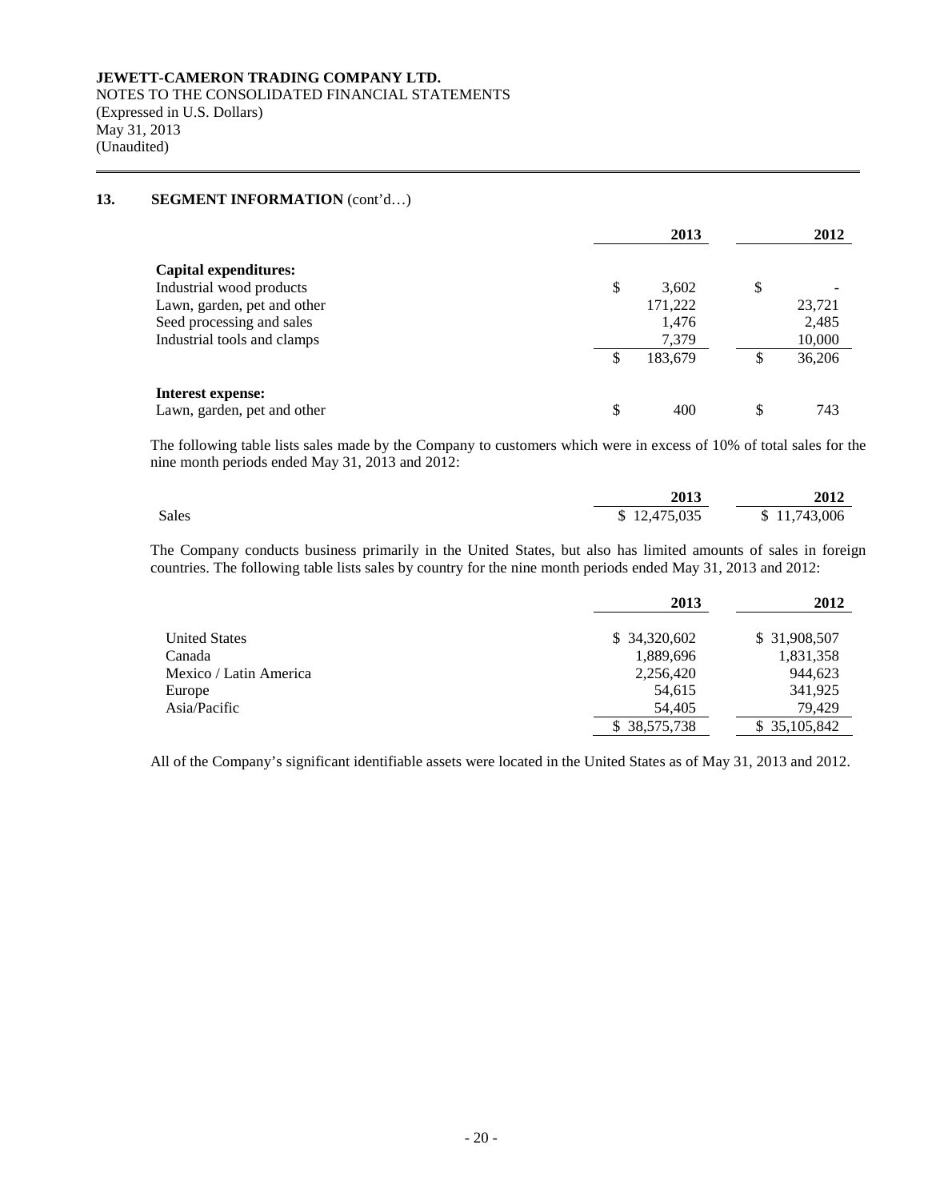**JEWETT-CAMERON TRADING COMPANY LTD.**
NOTES TO THE CONSOLIDATED FINANCIAL STATEMENTS
(Expressed in U.S. Dollars)
May 31, 2013
(Unaudited)

## 13. SEGMENT INFORMATION (cont'd…)

| | 2013 | 2012 |
|---|---|---|
| **Capital expenditures:** | | |
| Industrial wood products | $ 3,602 | $ - |
| Lawn, garden, pet and other | 171,222 | 23,721 |
| Seed processing and sales | 1,476 | 2,485 |
| Industrial tools and clamps | 7,379 | 10,000 |
| | $ 183,679 | $ 36,206 |
| **Interest expense:** | | |
| Lawn, garden, pet and other | $ 400 | $ 743 |

The following table lists sales made by the Company to customers which were in excess of 10% of total sales for the nine month periods ended May 31, 2013 and 2012:

| | 2013 | 2012 |
|---|---|---|
| Sales | $ 12,475,035 | $ 11,743,006 |

The Company conducts business primarily in the United States, but also has limited amounts of sales in foreign countries. The following table lists sales by country for the nine month periods ended May 31, 2013 and 2012:

| | 2013 | 2012 |
|---|---|---|
| United States | $ 34,320,602 | $ 31,908,507 |
| Canada | 1,889,696 | 1,831,358 |
| Mexico / Latin America | 2,256,420 | 944,623 |
| Europe | 54,615 | 341,925 |
| Asia/Pacific | 54,405 | 79,429 |
| | $ 38,575,738 | $ 35,105,842 |

All of the Company's significant identifiable assets were located in the United States as of May 31, 2013 and 2012.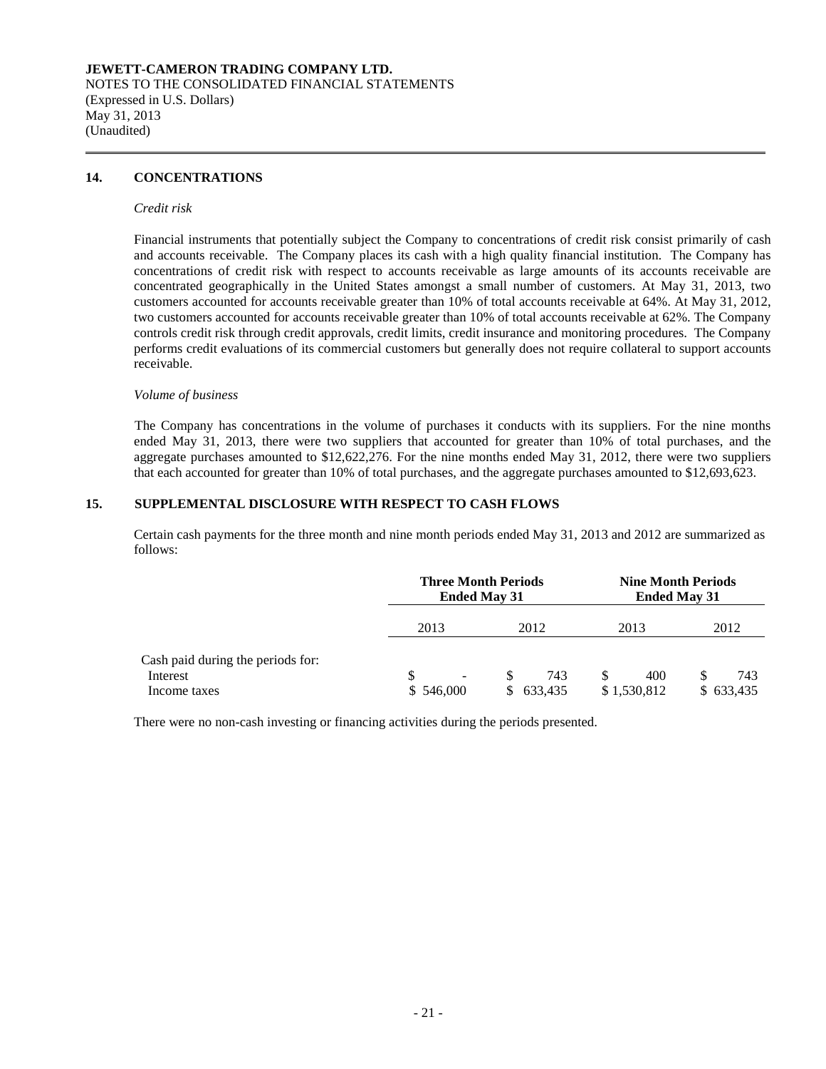**JEWETT-CAMERON TRADING COMPANY LTD.**
NOTES TO THE CONSOLIDATED FINANCIAL STATEMENTS
(Expressed in U.S. Dollars)
May 31, 2013
(Unaudited)

## 14. CONCENTRATIONS

*Credit risk*

Financial instruments that potentially subject the Company to concentrations of credit risk consist primarily of cash and accounts receivable. The Company places its cash with a high quality financial institution. The Company has concentrations of credit risk with respect to accounts receivable as large amounts of its accounts receivable are concentrated geographically in the United States amongst a small number of customers. At May 31, 2013, two customers accounted for accounts receivable greater than 10% of total accounts receivable at 64%. At May 31, 2012, two customers accounted for accounts receivable greater than 10% of total accounts receivable at 62%. The Company controls credit risk through credit approvals, credit limits, credit insurance and monitoring procedures. The Company performs credit evaluations of its commercial customers but generally does not require collateral to support accounts receivable.

*Volume of business*

The Company has concentrations in the volume of purchases it conducts with its suppliers. For the nine months ended May 31, 2013, there were two suppliers that accounted for greater than 10% of total purchases, and the aggregate purchases amounted to $12,622,276. For the nine months ended May 31, 2012, there were two suppliers that each accounted for greater than 10% of total purchases, and the aggregate purchases amounted to $12,693,623.

## 15. SUPPLEMENTAL DISCLOSURE WITH RESPECT TO CASH FLOWS

Certain cash payments for the three month and nine month periods ended May 31, 2013 and 2012 are summarized as follows:

| | Three Month Periods Ended May 31 | | Nine Month Periods Ended May 31 | |
|---|---|---|---|---|
| | 2013 | 2012 | 2013 | 2012 |
| Cash paid during the periods for: | | | | |
| Interest | $ - | $ 743 | $ 400 | $ 743 |
| Income taxes | $ 546,000 | $ 633,435 | $ 1,530,812 | $ 633,435 |

There were no non-cash investing or financing activities during the periods presented.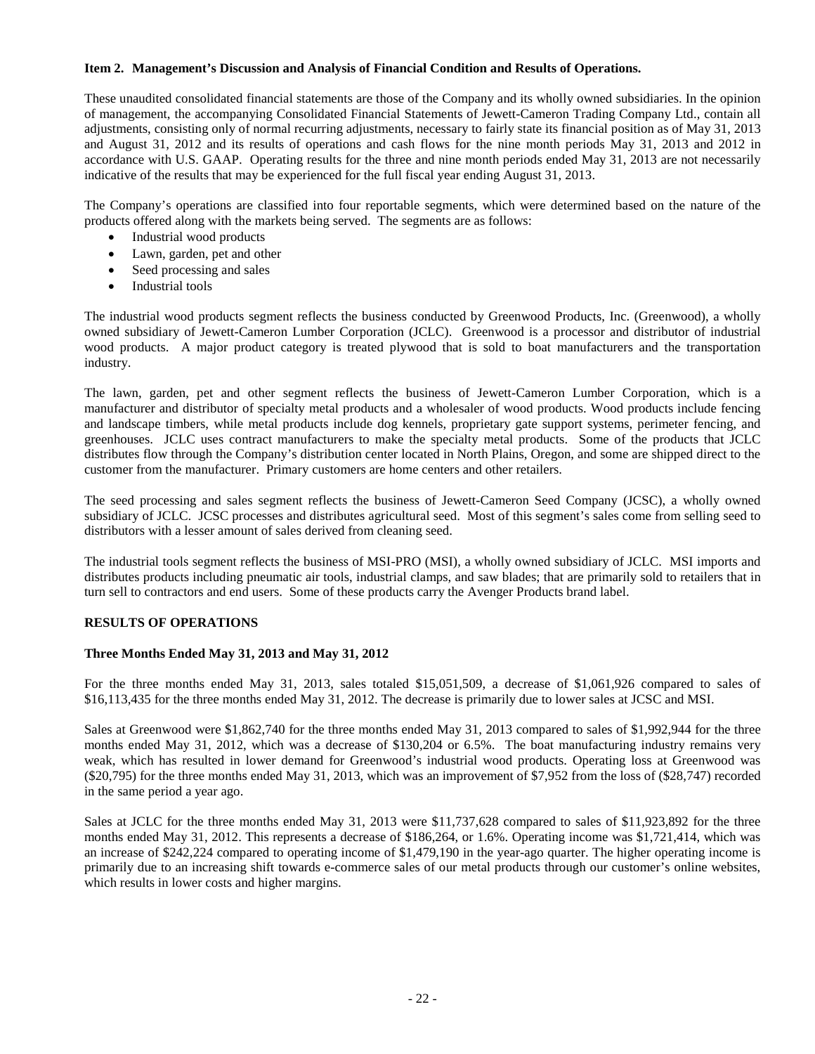**Item 2. Management's Discussion and Analysis of Financial Condition and Results of Operations.**

These unaudited consolidated financial statements are those of the Company and its wholly owned subsidiaries. In the opinion of management, the accompanying Consolidated Financial Statements of Jewett-Cameron Trading Company Ltd., contain all adjustments, consisting only of normal recurring adjustments, necessary to fairly state its financial position as of May 31, 2013 and August 31, 2012 and its results of operations and cash flows for the nine month periods May 31, 2013 and 2012 in accordance with U.S. GAAP. Operating results for the three and nine month periods ended May 31, 2013 are not necessarily indicative of the results that may be experienced for the full fiscal year ending August 31, 2013.

The Company's operations are classified into four reportable segments, which were determined based on the nature of the products offered along with the markets being served. The segments are as follows:

- Industrial wood products
- Lawn, garden, pet and other
- Seed processing and sales
- Industrial tools

The industrial wood products segment reflects the business conducted by Greenwood Products, Inc. (Greenwood), a wholly owned subsidiary of Jewett-Cameron Lumber Corporation (JCLC). Greenwood is a processor and distributor of industrial wood products. A major product category is treated plywood that is sold to boat manufacturers and the transportation industry.

The lawn, garden, pet and other segment reflects the business of Jewett-Cameron Lumber Corporation, which is a manufacturer and distributor of specialty metal products and a wholesaler of wood products. Wood products include fencing and landscape timbers, while metal products include dog kennels, proprietary gate support systems, perimeter fencing, and greenhouses. JCLC uses contract manufacturers to make the specialty metal products. Some of the products that JCLC distributes flow through the Company's distribution center located in North Plains, Oregon, and some are shipped direct to the customer from the manufacturer. Primary customers are home centers and other retailers.

The seed processing and sales segment reflects the business of Jewett-Cameron Seed Company (JCSC), a wholly owned subsidiary of JCLC. JCSC processes and distributes agricultural seed. Most of this segment's sales come from selling seed to distributors with a lesser amount of sales derived from cleaning seed.

The industrial tools segment reflects the business of MSI-PRO (MSI), a wholly owned subsidiary of JCLC. MSI imports and distributes products including pneumatic air tools, industrial clamps, and saw blades; that are primarily sold to retailers that in turn sell to contractors and end users. Some of these products carry the Avenger Products brand label.

**RESULTS OF OPERATIONS**

**Three Months Ended May 31, 2013 and May 31, 2012**

For the three months ended May 31, 2013, sales totaled $15,051,509, a decrease of $1,061,926 compared to sales of $16,113,435 for the three months ended May 31, 2012. The decrease is primarily due to lower sales at JCSC and MSI.

Sales at Greenwood were $1,862,740 for the three months ended May 31, 2013 compared to sales of $1,992,944 for the three months ended May 31, 2012, which was a decrease of $130,204 or 6.5%. The boat manufacturing industry remains very weak, which has resulted in lower demand for Greenwood's industrial wood products. Operating loss at Greenwood was ($20,795) for the three months ended May 31, 2013, which was an improvement of $7,952 from the loss of ($28,747) recorded in the same period a year ago.

Sales at JCLC for the three months ended May 31, 2013 were $11,737,628 compared to sales of $11,923,892 for the three months ended May 31, 2012. This represents a decrease of $186,264, or 1.6%. Operating income was $1,721,414, which was an increase of $242,224 compared to operating income of $1,479,190 in the year-ago quarter. The higher operating income is primarily due to an increasing shift towards e-commerce sales of our metal products through our customer's online websites, which results in lower costs and higher margins.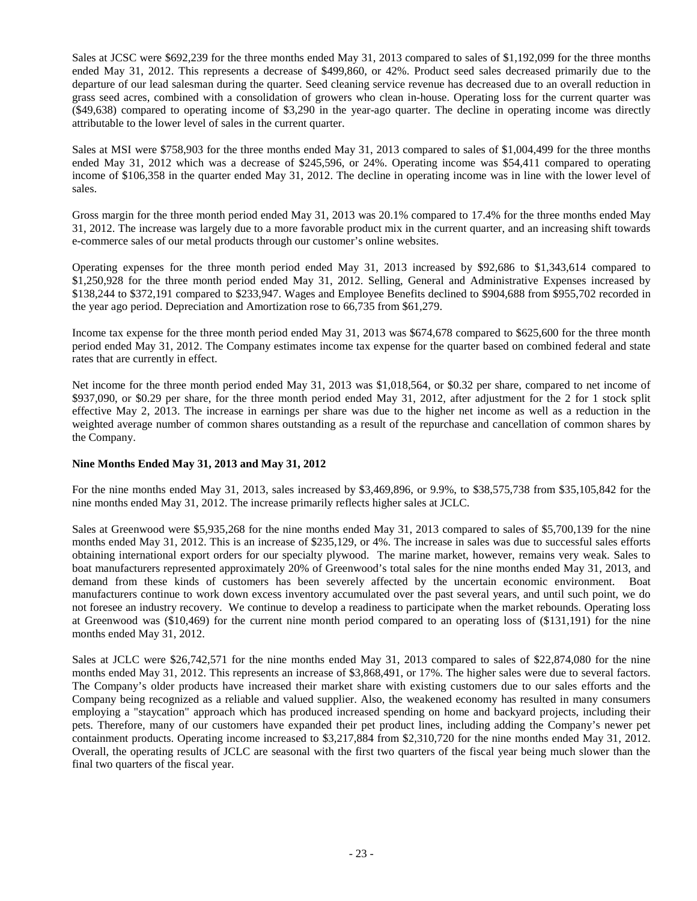Sales at JCSC were $692,239 for the three months ended May 31, 2013 compared to sales of $1,192,099 for the three months ended May 31, 2012. This represents a decrease of $499,860, or 42%. Product seed sales decreased primarily due to the departure of our lead salesman during the quarter. Seed cleaning service revenue has decreased due to an overall reduction in grass seed acres, combined with a consolidation of growers who clean in-house. Operating loss for the current quarter was ($49,638) compared to operating income of $3,290 in the year-ago quarter. The decline in operating income was directly attributable to the lower level of sales in the current quarter.

Sales at MSI were $758,903 for the three months ended May 31, 2013 compared to sales of $1,004,499 for the three months ended May 31, 2012 which was a decrease of $245,596, or 24%. Operating income was $54,411 compared to operating income of $106,358 in the quarter ended May 31, 2012. The decline in operating income was in line with the lower level of sales.

Gross margin for the three month period ended May 31, 2013 was 20.1% compared to 17.4% for the three months ended May 31, 2012. The increase was largely due to a more favorable product mix in the current quarter, and an increasing shift towards e-commerce sales of our metal products through our customer's online websites.

Operating expenses for the three month period ended May 31, 2013 increased by $92,686 to $1,343,614 compared to $1,250,928 for the three month period ended May 31, 2012. Selling, General and Administrative Expenses increased by $138,244 to $372,191 compared to $233,947. Wages and Employee Benefits declined to $904,688 from $955,702 recorded in the year ago period. Depreciation and Amortization rose to 66,735 from $61,279.

Income tax expense for the three month period ended May 31, 2013 was $674,678 compared to $625,600 for the three month period ended May 31, 2012. The Company estimates income tax expense for the quarter based on combined federal and state rates that are currently in effect.

Net income for the three month period ended May 31, 2013 was $1,018,564, or $0.32 per share, compared to net income of $937,090, or $0.29 per share, for the three month period ended May 31, 2012, after adjustment for the 2 for 1 stock split effective May 2, 2013. The increase in earnings per share was due to the higher net income as well as a reduction in the weighted average number of common shares outstanding as a result of the repurchase and cancellation of common shares by the Company.

**Nine Months Ended May 31, 2013 and May 31, 2012**

For the nine months ended May 31, 2013, sales increased by $3,469,896, or 9.9%, to $38,575,738 from $35,105,842 for the nine months ended May 31, 2012. The increase primarily reflects higher sales at JCLC.

Sales at Greenwood were $5,935,268 for the nine months ended May 31, 2013 compared to sales of $5,700,139 for the nine months ended May 31, 2012. This is an increase of $235,129, or 4%. The increase in sales was due to successful sales efforts obtaining international export orders for our specialty plywood. The marine market, however, remains very weak. Sales to boat manufacturers represented approximately 20% of Greenwood's total sales for the nine months ended May 31, 2013, and demand from these kinds of customers has been severely affected by the uncertain economic environment. Boat manufacturers continue to work down excess inventory accumulated over the past several years, and until such point, we do not foresee an industry recovery. We continue to develop a readiness to participate when the market rebounds. Operating loss at Greenwood was ($10,469) for the current nine month period compared to an operating loss of ($131,191) for the nine months ended May 31, 2012.

Sales at JCLC were $26,742,571 for the nine months ended May 31, 2013 compared to sales of $22,874,080 for the nine months ended May 31, 2012. This represents an increase of $3,868,491, or 17%. The higher sales were due to several factors. The Company's older products have increased their market share with existing customers due to our sales efforts and the Company being recognized as a reliable and valued supplier. Also, the weakened economy has resulted in many consumers employing a "staycation" approach which has produced increased spending on home and backyard projects, including their pets. Therefore, many of our customers have expanded their pet product lines, including adding the Company's newer pet containment products. Operating income increased to $3,217,884 from $2,310,720 for the nine months ended May 31, 2012. Overall, the operating results of JCLC are seasonal with the first two quarters of the fiscal year being much slower than the final two quarters of the fiscal year.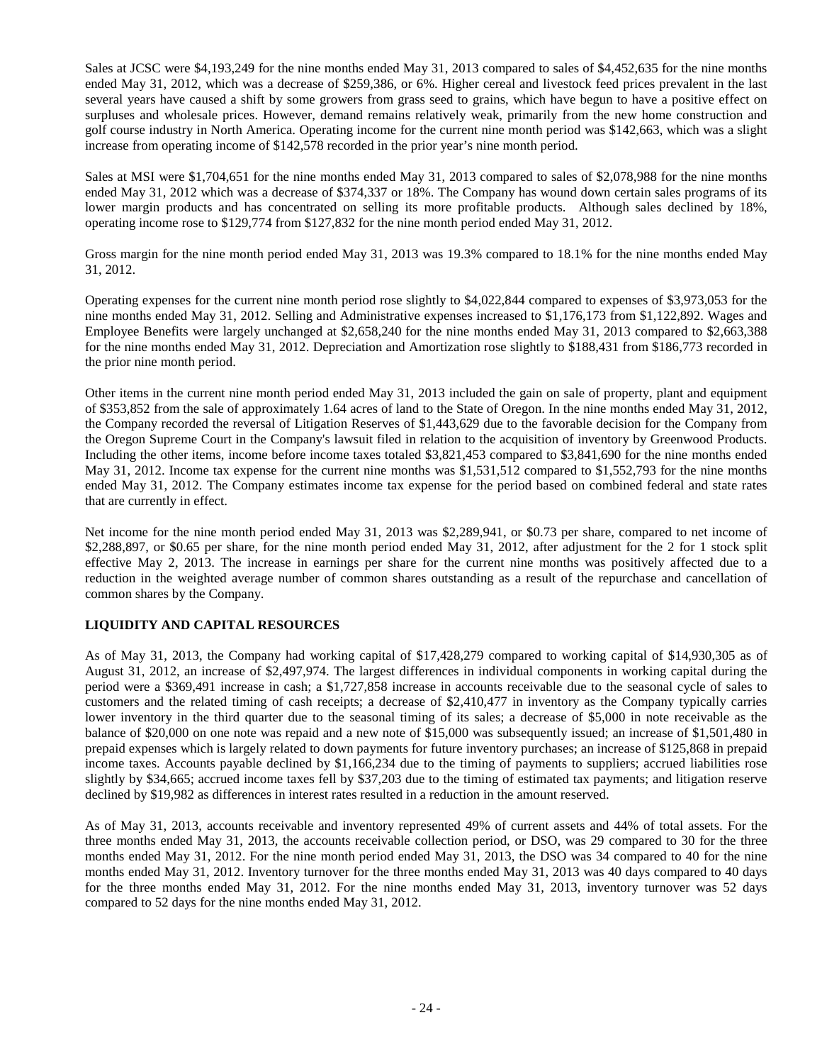Sales at JCSC were $4,193,249 for the nine months ended May 31, 2013 compared to sales of $4,452,635 for the nine months ended May 31, 2012, which was a decrease of $259,386, or 6%. Higher cereal and livestock feed prices prevalent in the last several years have caused a shift by some growers from grass seed to grains, which have begun to have a positive effect on surpluses and wholesale prices. However, demand remains relatively weak, primarily from the new home construction and golf course industry in North America. Operating income for the current nine month period was $142,663, which was a slight increase from operating income of $142,578 recorded in the prior year's nine month period.

Sales at MSI were $1,704,651 for the nine months ended May 31, 2013 compared to sales of $2,078,988 for the nine months ended May 31, 2012 which was a decrease of $374,337 or 18%. The Company has wound down certain sales programs of its lower margin products and has concentrated on selling its more profitable products. Although sales declined by 18%, operating income rose to $129,774 from $127,832 for the nine month period ended May 31, 2012.

Gross margin for the nine month period ended May 31, 2013 was 19.3% compared to 18.1% for the nine months ended May 31, 2012.

Operating expenses for the current nine month period rose slightly to $4,022,844 compared to expenses of $3,973,053 for the nine months ended May 31, 2012. Selling and Administrative expenses increased to $1,176,173 from $1,122,892. Wages and Employee Benefits were largely unchanged at $2,658,240 for the nine months ended May 31, 2013 compared to $2,663,388 for the nine months ended May 31, 2012. Depreciation and Amortization rose slightly to $188,431 from $186,773 recorded in the prior nine month period.

Other items in the current nine month period ended May 31, 2013 included the gain on sale of property, plant and equipment of $353,852 from the sale of approximately 1.64 acres of land to the State of Oregon. In the nine months ended May 31, 2012, the Company recorded the reversal of Litigation Reserves of $1,443,629 due to the favorable decision for the Company from the Oregon Supreme Court in the Company's lawsuit filed in relation to the acquisition of inventory by Greenwood Products. Including the other items, income before income taxes totaled $3,821,453 compared to $3,841,690 for the nine months ended May 31, 2012. Income tax expense for the current nine months was $1,531,512 compared to $1,552,793 for the nine months ended May 31, 2012. The Company estimates income tax expense for the period based on combined federal and state rates that are currently in effect.

Net income for the nine month period ended May 31, 2013 was $2,289,941, or $0.73 per share, compared to net income of $2,288,897, or $0.65 per share, for the nine month period ended May 31, 2012, after adjustment for the 2 for 1 stock split effective May 2, 2013. The increase in earnings per share for the current nine months was positively affected due to a reduction in the weighted average number of common shares outstanding as a result of the repurchase and cancellation of common shares by the Company.

## LIQUIDITY AND CAPITAL RESOURCES

As of May 31, 2013, the Company had working capital of $17,428,279 compared to working capital of $14,930,305 as of August 31, 2012, an increase of $2,497,974. The largest differences in individual components in working capital during the period were a $369,491 increase in cash; a $1,727,858 increase in accounts receivable due to the seasonal cycle of sales to customers and the related timing of cash receipts; a decrease of $2,410,477 in inventory as the Company typically carries lower inventory in the third quarter due to the seasonal timing of its sales; a decrease of $5,000 in note receivable as the balance of $20,000 on one note was repaid and a new note of $15,000 was subsequently issued; an increase of $1,501,480 in prepaid expenses which is largely related to down payments for future inventory purchases; an increase of $125,868 in prepaid income taxes. Accounts payable declined by $1,166,234 due to the timing of payments to suppliers; accrued liabilities rose slightly by $34,665; accrued income taxes fell by $37,203 due to the timing of estimated tax payments; and litigation reserve declined by $19,982 as differences in interest rates resulted in a reduction in the amount reserved.

As of May 31, 2013, accounts receivable and inventory represented 49% of current assets and 44% of total assets. For the three months ended May 31, 2013, the accounts receivable collection period, or DSO, was 29 compared to 30 for the three months ended May 31, 2012. For the nine month period ended May 31, 2013, the DSO was 34 compared to 40 for the nine months ended May 31, 2012. Inventory turnover for the three months ended May 31, 2013 was 40 days compared to 40 days for the three months ended May 31, 2012. For the nine months ended May 31, 2013, inventory turnover was 52 days compared to 52 days for the nine months ended May 31, 2012.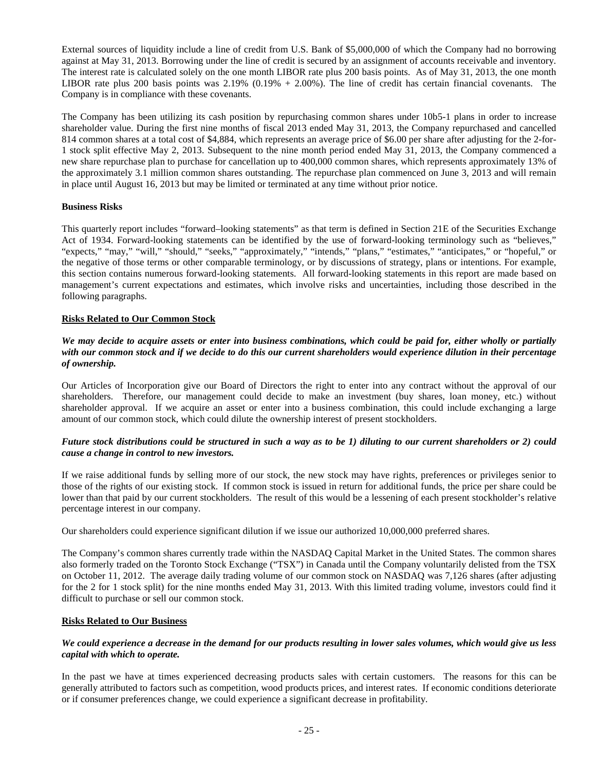External sources of liquidity include a line of credit from U.S. Bank of $5,000,000 of which the Company had no borrowing against at May 31, 2013. Borrowing under the line of credit is secured by an assignment of accounts receivable and inventory. The interest rate is calculated solely on the one month LIBOR rate plus 200 basis points. As of May 31, 2013, the one month LIBOR rate plus 200 basis points was 2.19% (0.19% + 2.00%). The line of credit has certain financial covenants. The Company is in compliance with these covenants.

The Company has been utilizing its cash position by repurchasing common shares under 10b5-1 plans in order to increase shareholder value. During the first nine months of fiscal 2013 ended May 31, 2013, the Company repurchased and cancelled 814 common shares at a total cost of $4,884, which represents an average price of $6.00 per share after adjusting for the 2-for-1 stock split effective May 2, 2013. Subsequent to the nine month period ended May 31, 2013, the Company commenced a new share repurchase plan to purchase for cancellation up to 400,000 common shares, which represents approximately 13% of the approximately 3.1 million common shares outstanding. The repurchase plan commenced on June 3, 2013 and will remain in place until August 16, 2013 but may be limited or terminated at any time without prior notice.

**Business Risks**

This quarterly report includes "forward–looking statements" as that term is defined in Section 21E of the Securities Exchange Act of 1934. Forward-looking statements can be identified by the use of forward-looking terminology such as "believes," "expects," "may," "will," "should," "seeks," "approximately," "intends," "plans," "estimates," "anticipates," or "hopeful," or the negative of those terms or other comparable terminology, or by discussions of strategy, plans or intentions. For example, this section contains numerous forward-looking statements. All forward-looking statements in this report are made based on management's current expectations and estimates, which involve risks and uncertainties, including those described in the following paragraphs.

**Risks Related to Our Common Stock**

***We may decide to acquire assets or enter into business combinations, which could be paid for, either wholly or partially with our common stock and if we decide to do this our current shareholders would experience dilution in their percentage of ownership.***

Our Articles of Incorporation give our Board of Directors the right to enter into any contract without the approval of our shareholders. Therefore, our management could decide to make an investment (buy shares, loan money, etc.) without shareholder approval. If we acquire an asset or enter into a business combination, this could include exchanging a large amount of our common stock, which could dilute the ownership interest of present stockholders.

***Future stock distributions could be structured in such a way as to be 1) diluting to our current shareholders or 2) could cause a change in control to new investors.***

If we raise additional funds by selling more of our stock, the new stock may have rights, preferences or privileges senior to those of the rights of our existing stock. If common stock is issued in return for additional funds, the price per share could be lower than that paid by our current stockholders. The result of this would be a lessening of each present stockholder's relative percentage interest in our company.

Our shareholders could experience significant dilution if we issue our authorized 10,000,000 preferred shares.

The Company's common shares currently trade within the NASDAQ Capital Market in the United States. The common shares also formerly traded on the Toronto Stock Exchange ("TSX") in Canada until the Company voluntarily delisted from the TSX on October 11, 2012. The average daily trading volume of our common stock on NASDAQ was 7,126 shares (after adjusting for the 2 for 1 stock split) for the nine months ended May 31, 2013. With this limited trading volume, investors could find it difficult to purchase or sell our common stock.

**Risks Related to Our Business**

***We could experience a decrease in the demand for our products resulting in lower sales volumes, which would give us less capital with which to operate.***

In the past we have at times experienced decreasing products sales with certain customers. The reasons for this can be generally attributed to factors such as competition, wood products prices, and interest rates. If economic conditions deteriorate or if consumer preferences change, we could experience a significant decrease in profitability.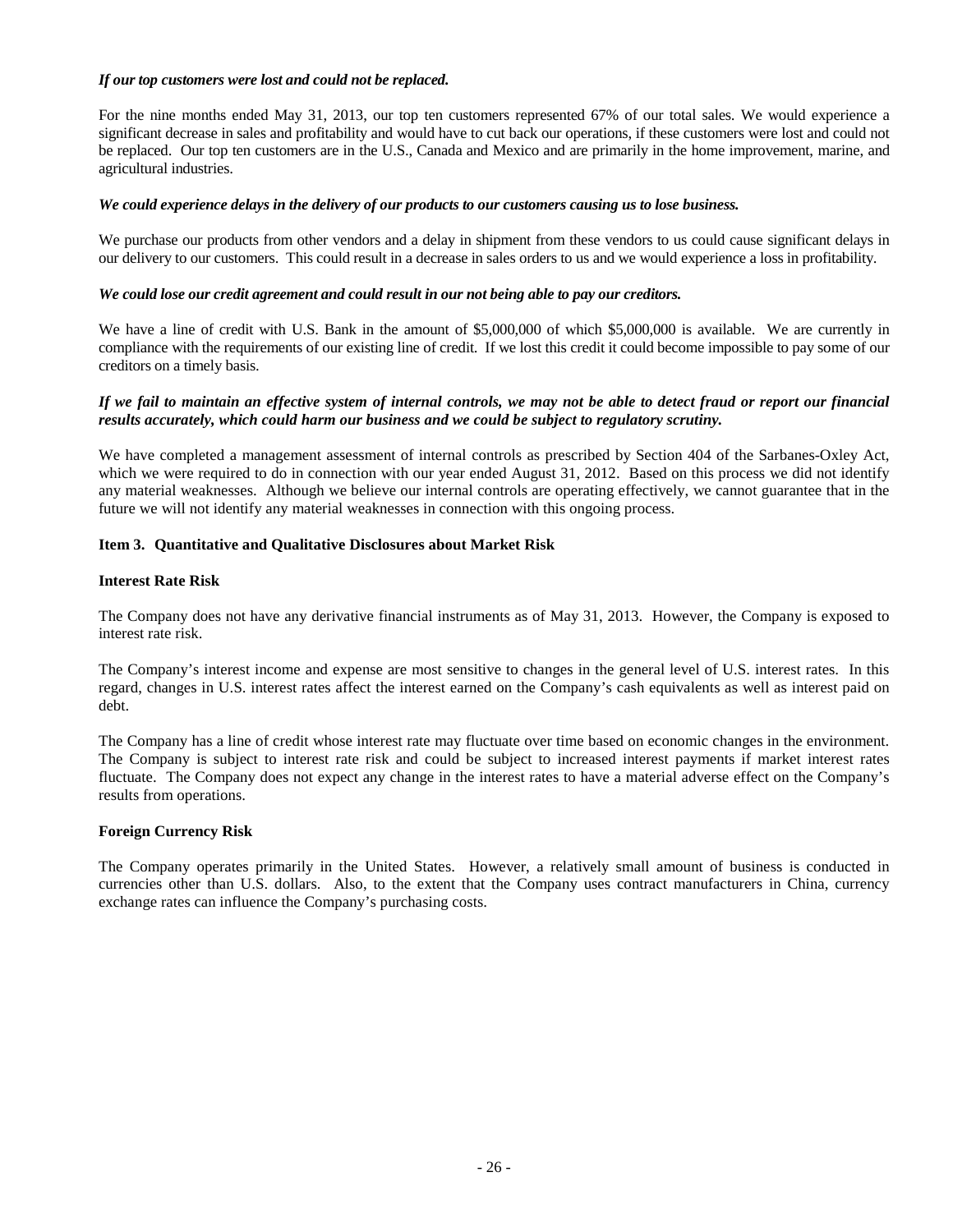***If our top customers were lost and could not be replaced.***

For the nine months ended May 31, 2013, our top ten customers represented 67% of our total sales. We would experience a significant decrease in sales and profitability and would have to cut back our operations, if these customers were lost and could not be replaced. Our top ten customers are in the U.S., Canada and Mexico and are primarily in the home improvement, marine, and agricultural industries.

***We could experience delays in the delivery of our products to our customers causing us to lose business.***

We purchase our products from other vendors and a delay in shipment from these vendors to us could cause significant delays in our delivery to our customers. This could result in a decrease in sales orders to us and we would experience a loss in profitability.

***We could lose our credit agreement and could result in our not being able to pay our creditors.***

We have a line of credit with U.S. Bank in the amount of $5,000,000 of which $5,000,000 is available. We are currently in compliance with the requirements of our existing line of credit. If we lost this credit it could become impossible to pay some of our creditors on a timely basis.

***If we fail to maintain an effective system of internal controls, we may not be able to detect fraud or report our financial results accurately, which could harm our business and we could be subject to regulatory scrutiny.***

We have completed a management assessment of internal controls as prescribed by Section 404 of the Sarbanes-Oxley Act, which we were required to do in connection with our year ended August 31, 2012. Based on this process we did not identify any material weaknesses. Although we believe our internal controls are operating effectively, we cannot guarantee that in the future we will not identify any material weaknesses in connection with this ongoing process.

## Item 3. Quantitative and Qualitative Disclosures about Market Risk

**Interest Rate Risk**

The Company does not have any derivative financial instruments as of May 31, 2013. However, the Company is exposed to interest rate risk.

The Company's interest income and expense are most sensitive to changes in the general level of U.S. interest rates. In this regard, changes in U.S. interest rates affect the interest earned on the Company's cash equivalents as well as interest paid on debt.

The Company has a line of credit whose interest rate may fluctuate over time based on economic changes in the environment. The Company is subject to interest rate risk and could be subject to increased interest payments if market interest rates fluctuate. The Company does not expect any change in the interest rates to have a material adverse effect on the Company's results from operations.

**Foreign Currency Risk**

The Company operates primarily in the United States. However, a relatively small amount of business is conducted in currencies other than U.S. dollars. Also, to the extent that the Company uses contract manufacturers in China, currency exchange rates can influence the Company's purchasing costs.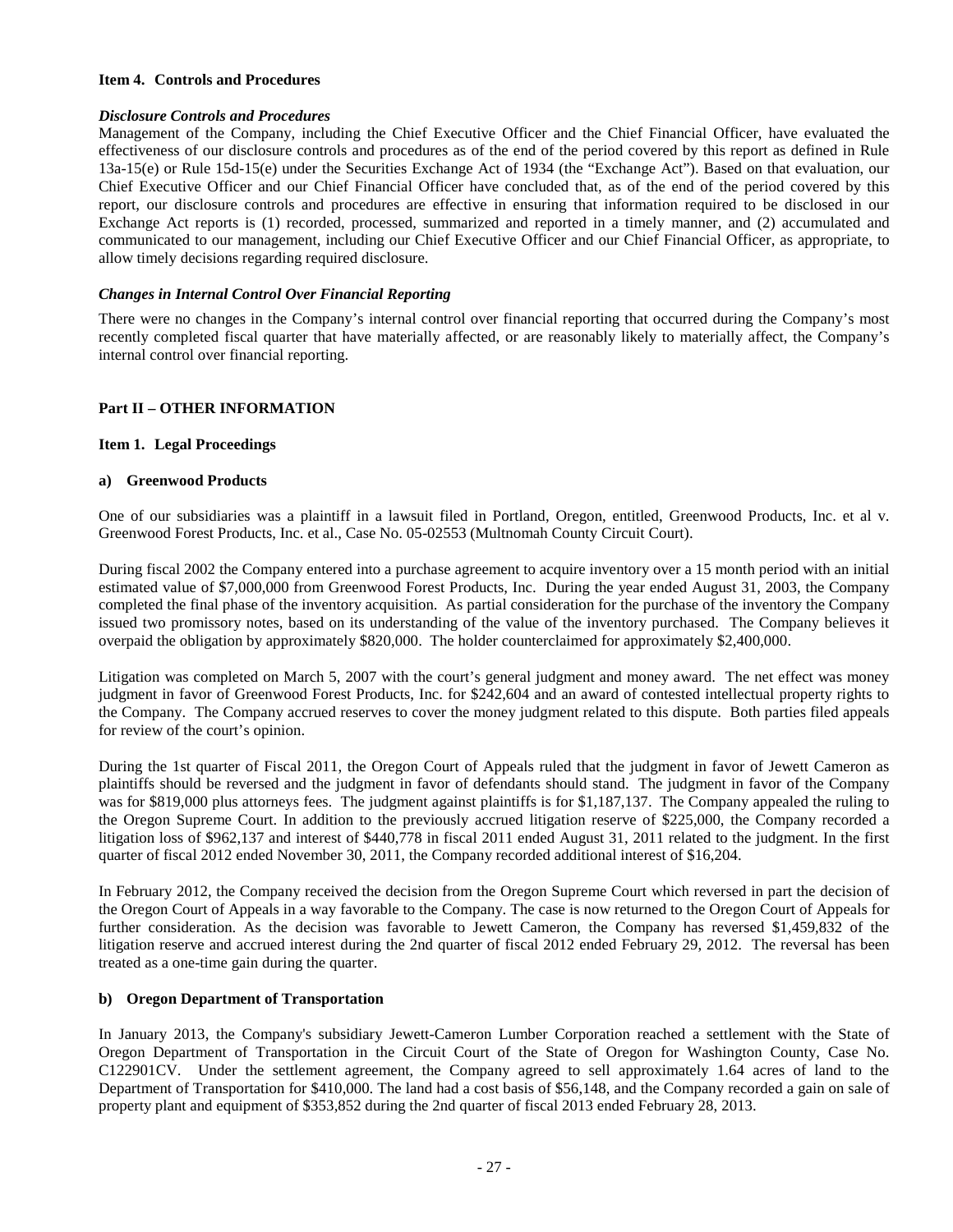**Item 4. Controls and Procedures**

***Disclosure Controls and Procedures***

Management of the Company, including the Chief Executive Officer and the Chief Financial Officer, have evaluated the effectiveness of our disclosure controls and procedures as of the end of the period covered by this report as defined in Rule 13a-15(e) or Rule 15d-15(e) under the Securities Exchange Act of 1934 (the "Exchange Act"). Based on that evaluation, our Chief Executive Officer and our Chief Financial Officer have concluded that, as of the end of the period covered by this report, our disclosure controls and procedures are effective in ensuring that information required to be disclosed in our Exchange Act reports is (1) recorded, processed, summarized and reported in a timely manner, and (2) accumulated and communicated to our management, including our Chief Executive Officer and our Chief Financial Officer, as appropriate, to allow timely decisions regarding required disclosure.

***Changes in Internal Control Over Financial Reporting***

There were no changes in the Company's internal control over financial reporting that occurred during the Company's most recently completed fiscal quarter that have materially affected, or are reasonably likely to materially affect, the Company's internal control over financial reporting.

**Part II – OTHER INFORMATION**

**Item 1. Legal Proceedings**

**a) Greenwood Products**

One of our subsidiaries was a plaintiff in a lawsuit filed in Portland, Oregon, entitled, Greenwood Products, Inc. et al v. Greenwood Forest Products, Inc. et al., Case No. 05-02553 (Multnomah County Circuit Court).

During fiscal 2002 the Company entered into a purchase agreement to acquire inventory over a 15 month period with an initial estimated value of $7,000,000 from Greenwood Forest Products, Inc. During the year ended August 31, 2003, the Company completed the final phase of the inventory acquisition. As partial consideration for the purchase of the inventory the Company issued two promissory notes, based on its understanding of the value of the inventory purchased. The Company believes it overpaid the obligation by approximately $820,000. The holder counterclaimed for approximately $2,400,000.

Litigation was completed on March 5, 2007 with the court's general judgment and money award. The net effect was money judgment in favor of Greenwood Forest Products, Inc. for $242,604 and an award of contested intellectual property rights to the Company. The Company accrued reserves to cover the money judgment related to this dispute. Both parties filed appeals for review of the court's opinion.

During the 1st quarter of Fiscal 2011, the Oregon Court of Appeals ruled that the judgment in favor of Jewett Cameron as plaintiffs should be reversed and the judgment in favor of defendants should stand. The judgment in favor of the Company was for $819,000 plus attorneys fees. The judgment against plaintiffs is for $1,187,137. The Company appealed the ruling to the Oregon Supreme Court. In addition to the previously accrued litigation reserve of $225,000, the Company recorded a litigation loss of $962,137 and interest of $440,778 in fiscal 2011 ended August 31, 2011 related to the judgment. In the first quarter of fiscal 2012 ended November 30, 2011, the Company recorded additional interest of $16,204.

In February 2012, the Company received the decision from the Oregon Supreme Court which reversed in part the decision of the Oregon Court of Appeals in a way favorable to the Company. The case is now returned to the Oregon Court of Appeals for further consideration. As the decision was favorable to Jewett Cameron, the Company has reversed $1,459,832 of the litigation reserve and accrued interest during the 2nd quarter of fiscal 2012 ended February 29, 2012. The reversal has been treated as a one-time gain during the quarter.

**b) Oregon Department of Transportation**

In January 2013, the Company's subsidiary Jewett-Cameron Lumber Corporation reached a settlement with the State of Oregon Department of Transportation in the Circuit Court of the State of Oregon for Washington County, Case No. C122901CV. Under the settlement agreement, the Company agreed to sell approximately 1.64 acres of land to the Department of Transportation for $410,000. The land had a cost basis of $56,148, and the Company recorded a gain on sale of property plant and equipment of $353,852 during the 2nd quarter of fiscal 2013 ended February 28, 2013.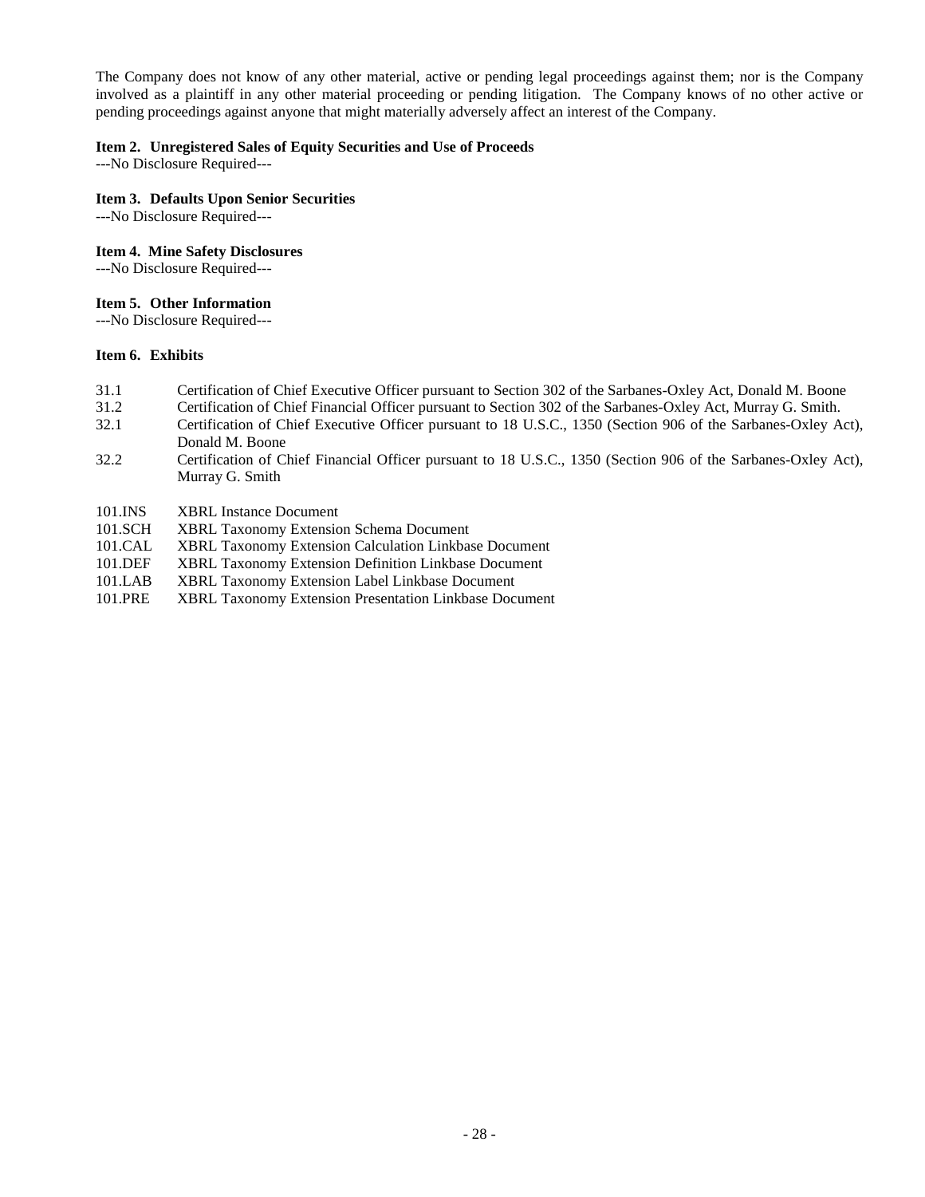The Company does not know of any other material, active or pending legal proceedings against them; nor is the Company involved as a plaintiff in any other material proceeding or pending litigation. The Company knows of no other active or pending proceedings against anyone that might materially adversely affect an interest of the Company.

**Item 2. Unregistered Sales of Equity Securities and Use of Proceeds**

---No Disclosure Required---

**Item 3. Defaults Upon Senior Securities**

---No Disclosure Required---

**Item 4. Mine Safety Disclosures**

---No Disclosure Required---

**Item 5. Other Information**

---No Disclosure Required---

**Item 6. Exhibits**

| | |
|---|---|
| 31.1 | Certification of Chief Executive Officer pursuant to Section 302 of the Sarbanes-Oxley Act, Donald M. Boone |
| 31.2 | Certification of Chief Financial Officer pursuant to Section 302 of the Sarbanes-Oxley Act, Murray G. Smith. |
| 32.1 | Certification of Chief Executive Officer pursuant to 18 U.S.C., 1350 (Section 906 of the Sarbanes-Oxley Act), Donald M. Boone |
| 32.2 | Certification of Chief Financial Officer pursuant to 18 U.S.C., 1350 (Section 906 of the Sarbanes-Oxley Act), Murray G. Smith |
| 101.INS | XBRL Instance Document |
| 101.SCH | XBRL Taxonomy Extension Schema Document |
| 101.CAL | XBRL Taxonomy Extension Calculation Linkbase Document |
| 101.DEF | XBRL Taxonomy Extension Definition Linkbase Document |
| 101.LAB | XBRL Taxonomy Extension Label Linkbase Document |
| 101.PRE | XBRL Taxonomy Extension Presentation Linkbase Document |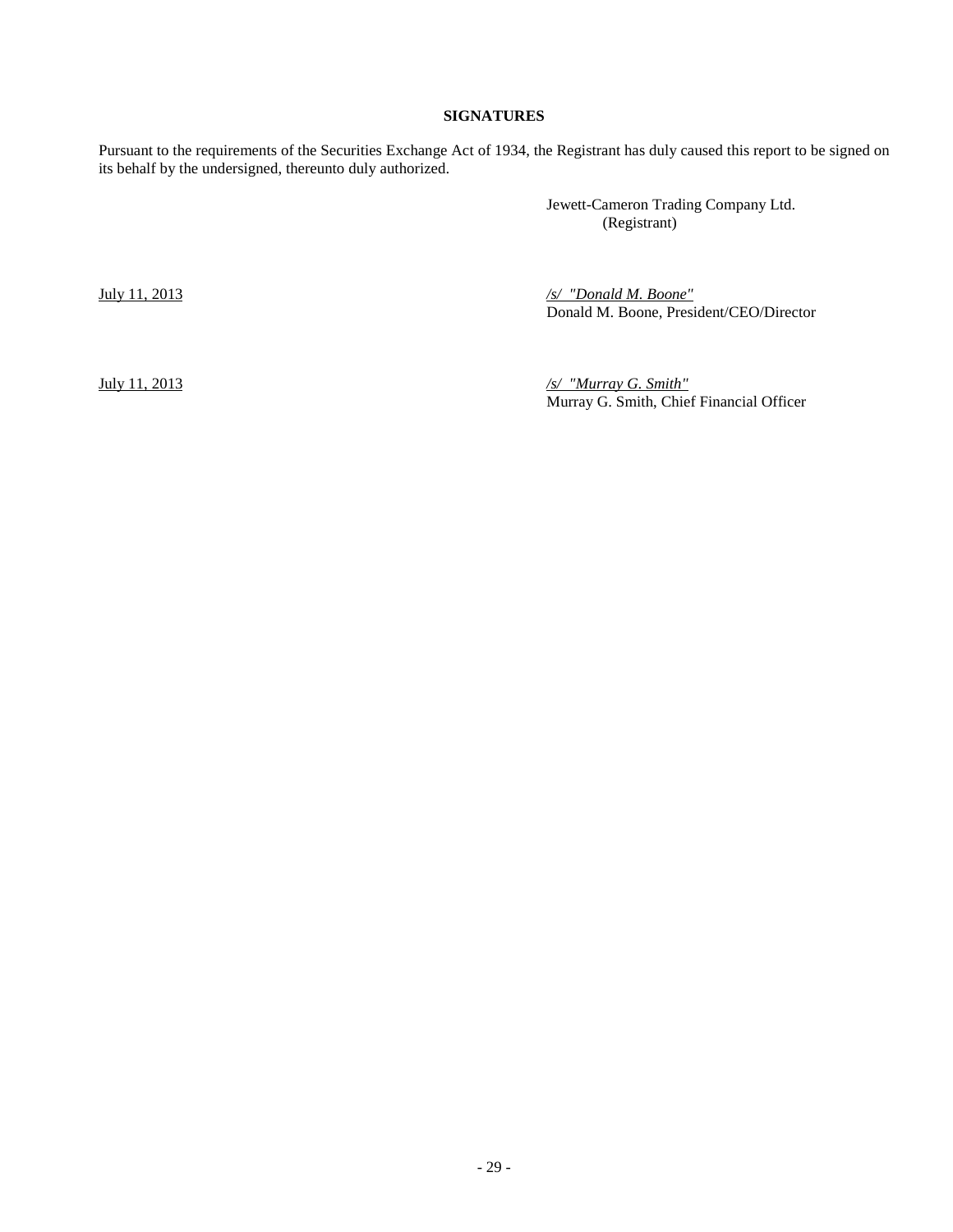## SIGNATURES

Pursuant to the requirements of the Securities Exchange Act of 1934, the Registrant has duly caused this report to be signed on its behalf by the undersigned, thereunto duly authorized.

Jewett-Cameron Trading Company Ltd.
(Registrant)

July 11, 2013

*/s/ "Donald M. Boone"*
Donald M. Boone, President/CEO/Director

July 11, 2013

*/s/ "Murray G. Smith"*
Murray G. Smith, Chief Financial Officer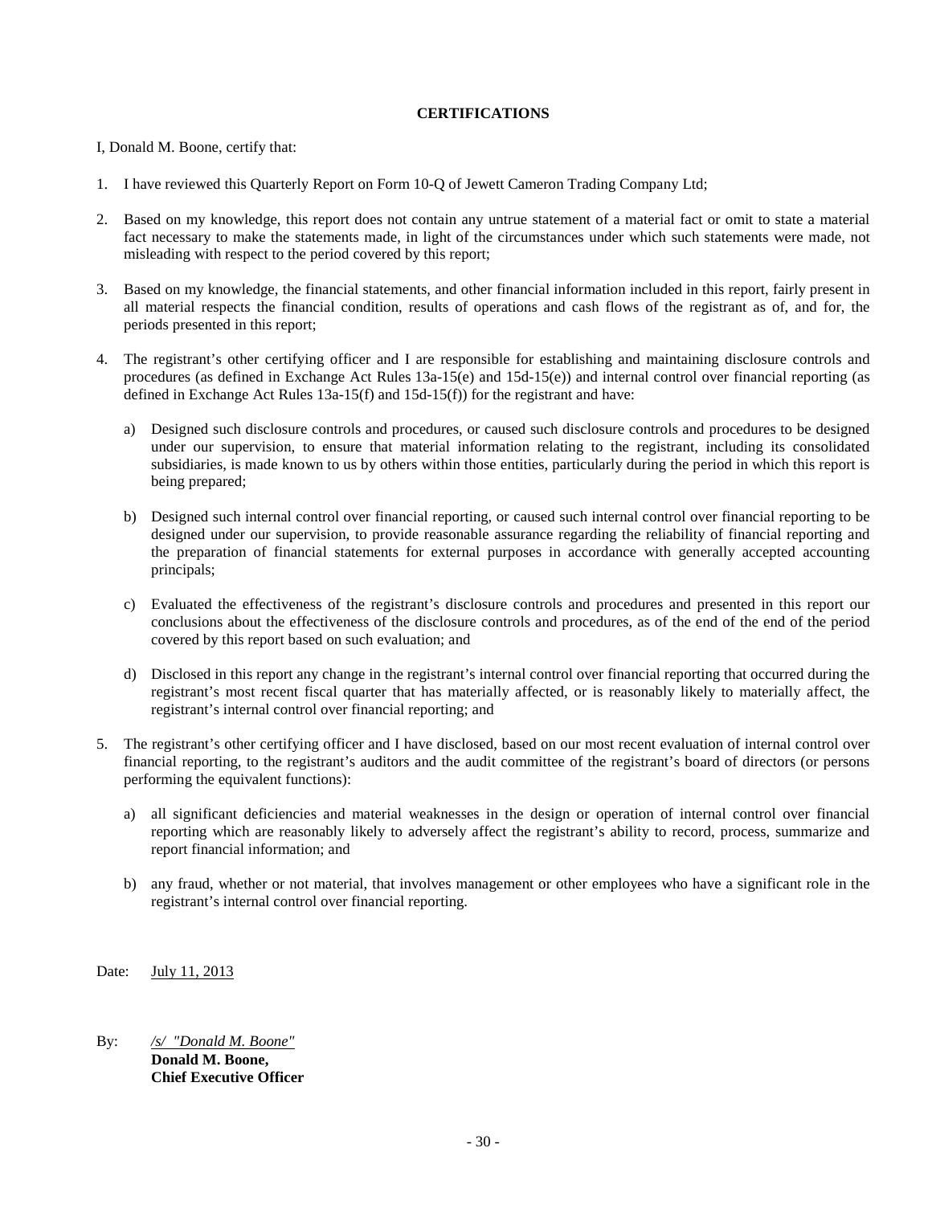**CERTIFICATIONS**

I, Donald M. Boone, certify that:

1. I have reviewed this Quarterly Report on Form 10-Q of Jewett Cameron Trading Company Ltd;

2. Based on my knowledge, this report does not contain any untrue statement of a material fact or omit to state a material fact necessary to make the statements made, in light of the circumstances under which such statements were made, not misleading with respect to the period covered by this report;

3. Based on my knowledge, the financial statements, and other financial information included in this report, fairly present in all material respects the financial condition, results of operations and cash flows of the registrant as of, and for, the periods presented in this report;

4. The registrant's other certifying officer and I are responsible for establishing and maintaining disclosure controls and procedures (as defined in Exchange Act Rules 13a-15(e) and 15d-15(e)) and internal control over financial reporting (as defined in Exchange Act Rules 13a-15(f) and 15d-15(f)) for the registrant and have:

   a) Designed such disclosure controls and procedures, or caused such disclosure controls and procedures to be designed under our supervision, to ensure that material information relating to the registrant, including its consolidated subsidiaries, is made known to us by others within those entities, particularly during the period in which this report is being prepared;

   b) Designed such internal control over financial reporting, or caused such internal control over financial reporting to be designed under our supervision, to provide reasonable assurance regarding the reliability of financial reporting and the preparation of financial statements for external purposes in accordance with generally accepted accounting principals;

   c) Evaluated the effectiveness of the registrant's disclosure controls and procedures and presented in this report our conclusions about the effectiveness of the disclosure controls and procedures, as of the end of the end of the period covered by this report based on such evaluation; and

   d) Disclosed in this report any change in the registrant's internal control over financial reporting that occurred during the registrant's most recent fiscal quarter that has materially affected, or is reasonably likely to materially affect, the registrant's internal control over financial reporting; and

5. The registrant's other certifying officer and I have disclosed, based on our most recent evaluation of internal control over financial reporting, to the registrant's auditors and the audit committee of the registrant's board of directors (or persons performing the equivalent functions):

   a) all significant deficiencies and material weaknesses in the design or operation of internal control over financial reporting which are reasonably likely to adversely affect the registrant's ability to record, process, summarize and report financial information; and

   b) any fraud, whether or not material, that involves management or other employees who have a significant role in the registrant's internal control over financial reporting.

Date: July 11, 2013

By: */s/ "Donald M. Boone"*
**Donald M. Boone,**
**Chief Executive Officer**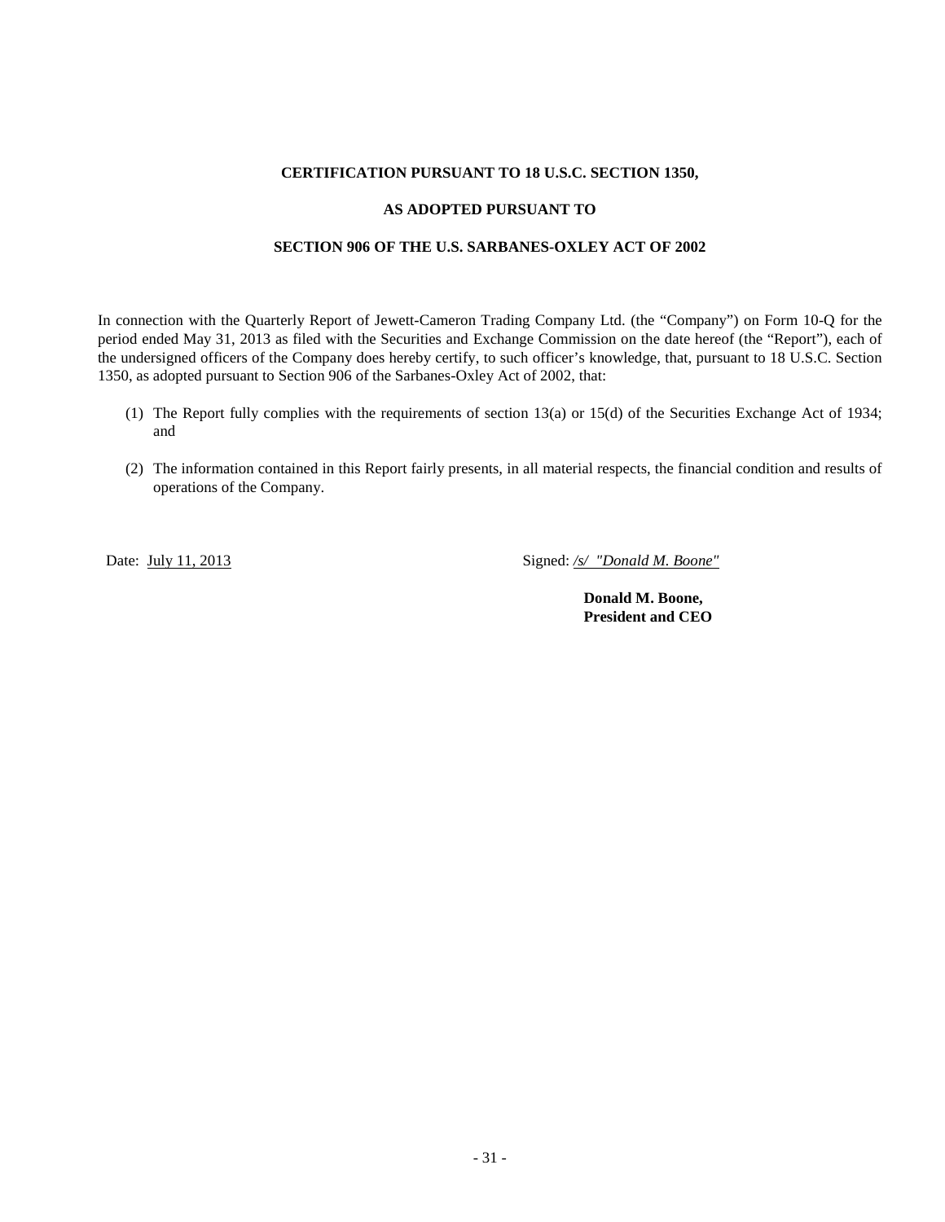**CERTIFICATION PURSUANT TO 18 U.S.C. SECTION 1350,**

**AS ADOPTED PURSUANT TO**

**SECTION 906 OF THE U.S. SARBANES-OXLEY ACT OF 2002**

In connection with the Quarterly Report of Jewett-Cameron Trading Company Ltd. (the “Company”) on Form 10-Q for the period ended May 31, 2013 as filed with the Securities and Exchange Commission on the date hereof (the “Report”), each of the undersigned officers of the Company does hereby certify, to such officer’s knowledge, that, pursuant to 18 U.S.C. Section 1350, as adopted pursuant to Section 906 of the Sarbanes-Oxley Act of 2002, that:

(1) The Report fully complies with the requirements of section 13(a) or 15(d) of the Securities Exchange Act of 1934; and

(2) The information contained in this Report fairly presents, in all material respects, the financial condition and results of operations of the Company.

Date: July 11, 2013

Signed: */s/ "Donald M. Boone"*

**Donald M. Boone,**
**President and CEO**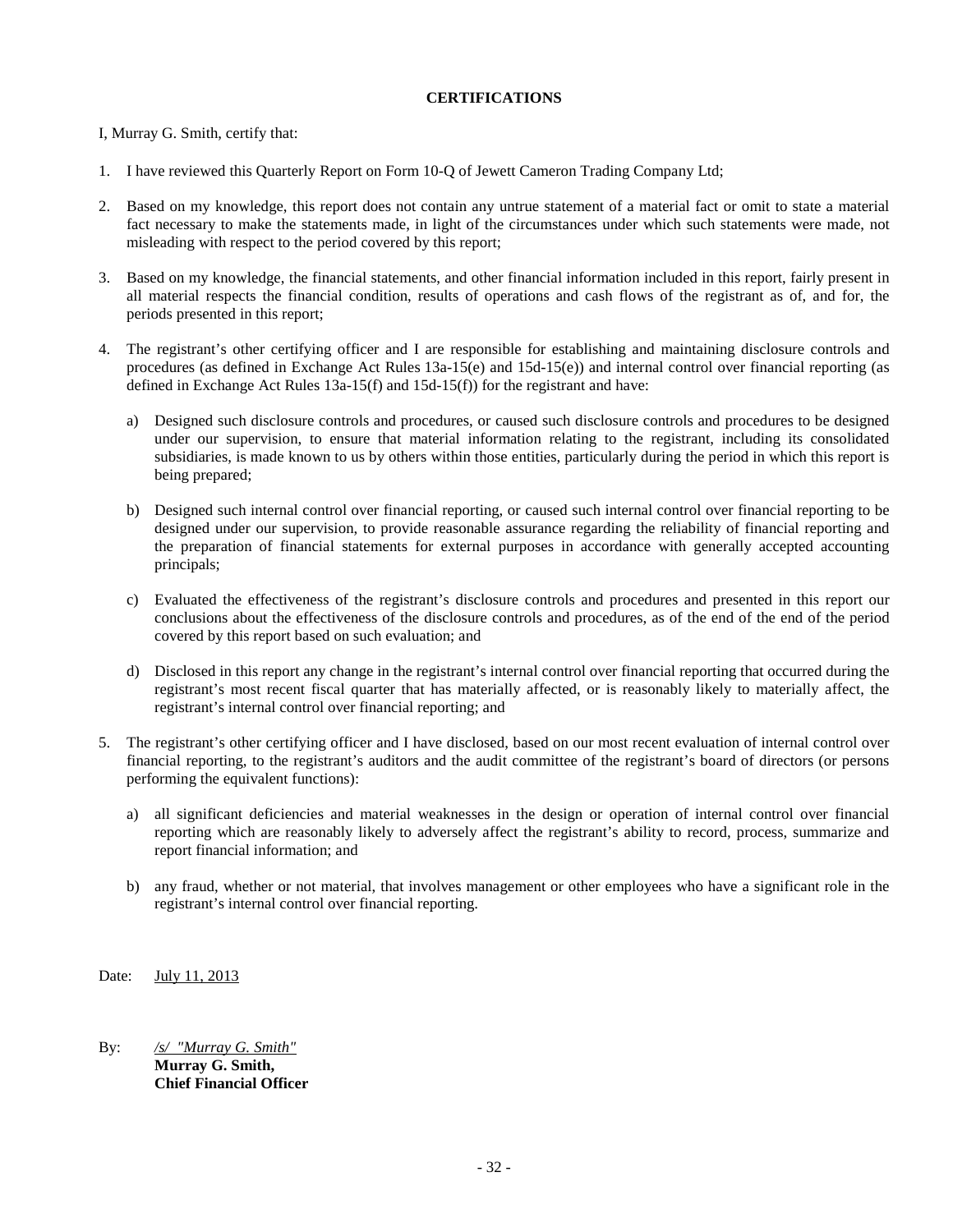**CERTIFICATIONS**

I, Murray G. Smith, certify that:

1. I have reviewed this Quarterly Report on Form 10-Q of Jewett Cameron Trading Company Ltd;

2. Based on my knowledge, this report does not contain any untrue statement of a material fact or omit to state a material fact necessary to make the statements made, in light of the circumstances under which such statements were made, not misleading with respect to the period covered by this report;

3. Based on my knowledge, the financial statements, and other financial information included in this report, fairly present in all material respects the financial condition, results of operations and cash flows of the registrant as of, and for, the periods presented in this report;

4. The registrant's other certifying officer and I are responsible for establishing and maintaining disclosure controls and procedures (as defined in Exchange Act Rules 13a-15(e) and 15d-15(e)) and internal control over financial reporting (as defined in Exchange Act Rules 13a-15(f) and 15d-15(f)) for the registrant and have:

   a) Designed such disclosure controls and procedures, or caused such disclosure controls and procedures to be designed under our supervision, to ensure that material information relating to the registrant, including its consolidated subsidiaries, is made known to us by others within those entities, particularly during the period in which this report is being prepared;

   b) Designed such internal control over financial reporting, or caused such internal control over financial reporting to be designed under our supervision, to provide reasonable assurance regarding the reliability of financial reporting and the preparation of financial statements for external purposes in accordance with generally accepted accounting principals;

   c) Evaluated the effectiveness of the registrant's disclosure controls and procedures and presented in this report our conclusions about the effectiveness of the disclosure controls and procedures, as of the end of the end of the period covered by this report based on such evaluation; and

   d) Disclosed in this report any change in the registrant's internal control over financial reporting that occurred during the registrant's most recent fiscal quarter that has materially affected, or is reasonably likely to materially affect, the registrant's internal control over financial reporting; and

5. The registrant's other certifying officer and I have disclosed, based on our most recent evaluation of internal control over financial reporting, to the registrant's auditors and the audit committee of the registrant's board of directors (or persons performing the equivalent functions):

   a) all significant deficiencies and material weaknesses in the design or operation of internal control over financial reporting which are reasonably likely to adversely affect the registrant's ability to record, process, summarize and report financial information; and

   b) any fraud, whether or not material, that involves management or other employees who have a significant role in the registrant's internal control over financial reporting.

Date: July 11, 2013

By: */s/ "Murray G. Smith"*
**Murray G. Smith,**
**Chief Financial Officer**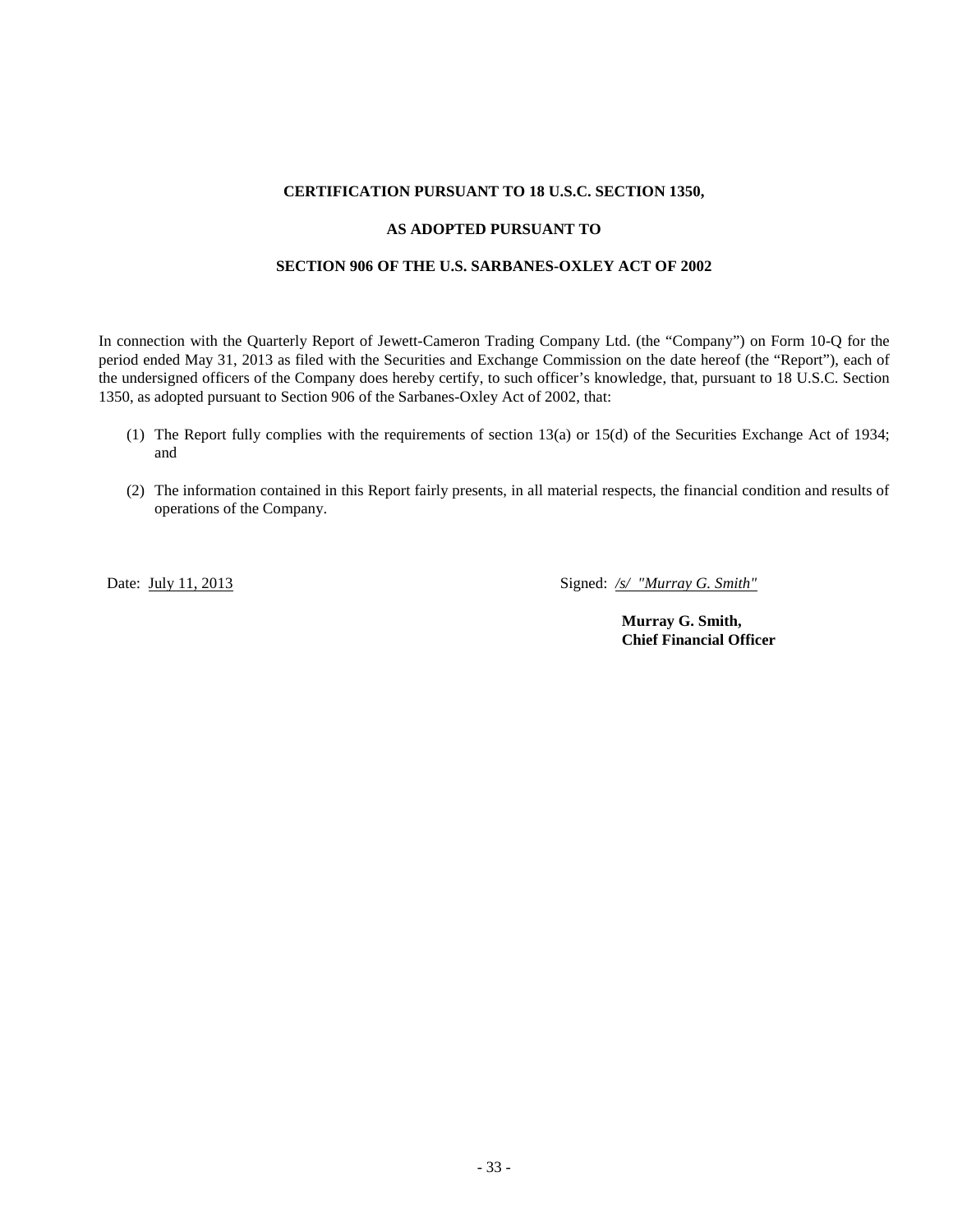**CERTIFICATION PURSUANT TO 18 U.S.C. SECTION 1350,**

**AS ADOPTED PURSUANT TO**

**SECTION 906 OF THE U.S. SARBANES-OXLEY ACT OF 2002**

In connection with the Quarterly Report of Jewett-Cameron Trading Company Ltd. (the "Company") on Form 10-Q for the period ended May 31, 2013 as filed with the Securities and Exchange Commission on the date hereof (the "Report"), each of the undersigned officers of the Company does hereby certify, to such officer's knowledge, that, pursuant to 18 U.S.C. Section 1350, as adopted pursuant to Section 906 of the Sarbanes-Oxley Act of 2002, that:

(1) The Report fully complies with the requirements of section 13(a) or 15(d) of the Securities Exchange Act of 1934; and

(2) The information contained in this Report fairly presents, in all material respects, the financial condition and results of operations of the Company.

Date: July 11, 2013

Signed: */s/ "Murray G. Smith"*

**Murray G. Smith,**
**Chief Financial Officer**